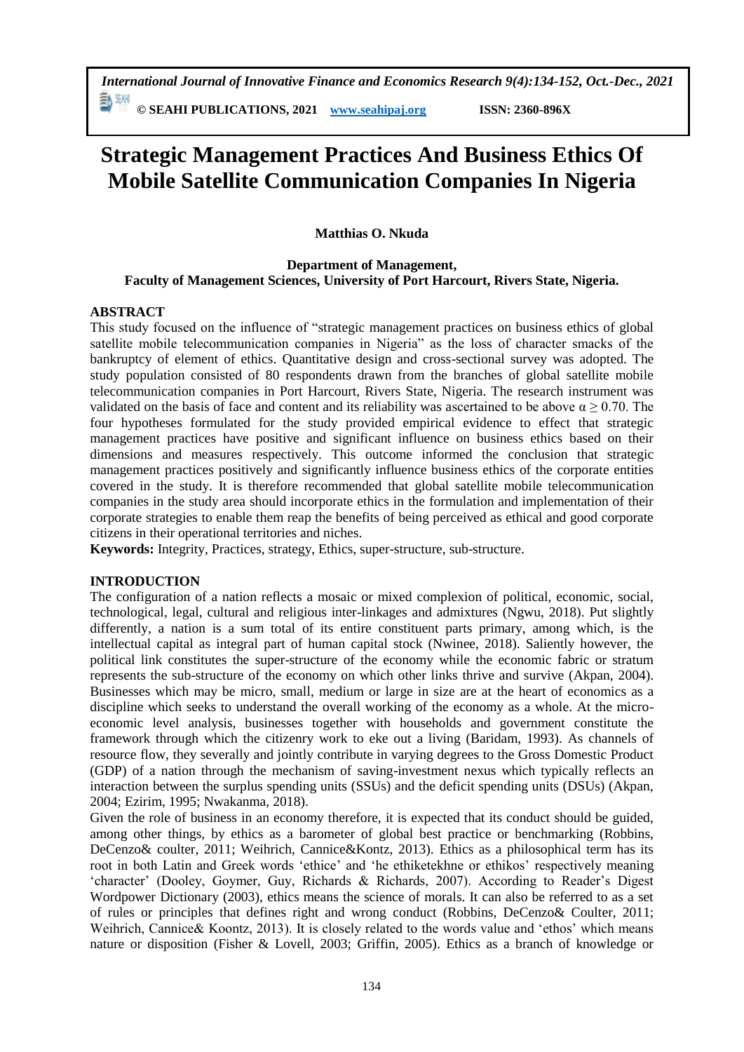# Strategic Management Practices And Business Ethics Of Mobile Satellite Communication Companies In Nigeria

**Matthias O. Nkuda**

**Department of Management,**
**Faculty of Management Sciences, University of Port Harcourt, Rivers State, Nigeria.**

## ABSTRACT

This study focused on the influence of "strategic management practices on business ethics of global satellite mobile telecommunication companies in Nigeria" as the loss of character smacks of the bankruptcy of element of ethics. Quantitative design and cross-sectional survey was adopted. The study population consisted of 80 respondents drawn from the branches of global satellite mobile telecommunication companies in Port Harcourt, Rivers State, Nigeria. The research instrument was validated on the basis of face and content and its reliability was ascertained to be above $\alpha \geq 0.70$. The four hypotheses formulated for the study provided empirical evidence to effect that strategic management practices have positive and significant influence on business ethics based on their dimensions and measures respectively. This outcome informed the conclusion that strategic management practices positively and significantly influence business ethics of the corporate entities covered in the study. It is therefore recommended that global satellite mobile telecommunication companies in the study area should incorporate ethics in the formulation and implementation of their corporate strategies to enable them reap the benefits of being perceived as ethical and good corporate citizens in their operational territories and niches.

**Keywords:** Integrity, Practices, strategy, Ethics, super-structure, sub-structure.

## INTRODUCTION

The configuration of a nation reflects a mosaic or mixed complexion of political, economic, social, technological, legal, cultural and religious inter-linkages and admixtures (Ngwu, 2018). Put slightly differently, a nation is a sum total of its entire constituent parts primary, among which, is the intellectual capital as integral part of human capital stock (Nwinee, 2018). Saliently however, the political link constitutes the super-structure of the economy while the economic fabric or stratum represents the sub-structure of the economy on which other links thrive and survive (Akpan, 2004). Businesses which may be micro, small, medium or large in size are at the heart of economics as a discipline which seeks to understand the overall working of the economy as a whole. At the micro-economic level analysis, businesses together with households and government constitute the framework through which the citizenry work to eke out a living (Baridam, 1993). As channels of resource flow, they severally and jointly contribute in varying degrees to the Gross Domestic Product (GDP) of a nation through the mechanism of saving-investment nexus which typically reflects an interaction between the surplus spending units (SSUs) and the deficit spending units (DSUs) (Akpan, 2004; Ezirim, 1995; Nwakanma, 2018).

Given the role of business in an economy therefore, it is expected that its conduct should be guided, among other things, by ethics as a barometer of global best practice or benchmarking (Robbins, DeCenzo& coulter, 2011; Weihrich, Cannice&Kontz, 2013). Ethics as a philosophical term has its root in both Latin and Greek words 'ethice' and 'he ethiketekhne or ethikos' respectively meaning 'character' (Dooley, Goymer, Guy, Richards & Richards, 2007). According to Reader's Digest Wordpower Dictionary (2003), ethics means the science of morals. It can also be referred to as a set of rules or principles that defines right and wrong conduct (Robbins, DeCenzo& Coulter, 2011; Weihrich, Cannice& Koontz, 2013). It is closely related to the words value and 'ethos' which means nature or disposition (Fisher & Lovell, 2003; Griffin, 2005). Ethics as a branch of knowledge or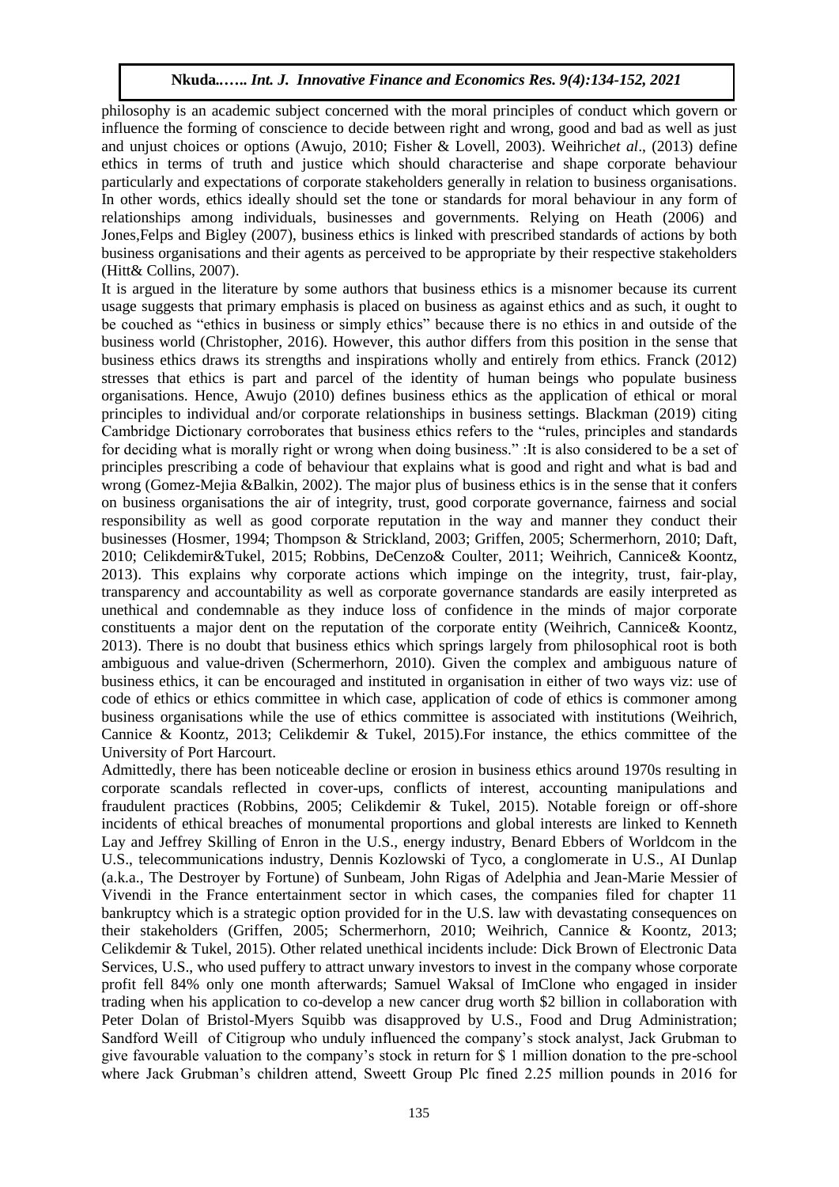philosophy is an academic subject concerned with the moral principles of conduct which govern or influence the forming of conscience to decide between right and wrong, good and bad as well as just and unjust choices or options (Awujo, 2010; Fisher & Lovell, 2003). Weihrich*et al*., (2013) define ethics in terms of truth and justice which should characterise and shape corporate behaviour particularly and expectations of corporate stakeholders generally in relation to business organisations. In other words, ethics ideally should set the tone or standards for moral behaviour in any form of relationships among individuals, businesses and governments. Relying on Heath (2006) and Jones,Felps and Bigley (2007), business ethics is linked with prescribed standards of actions by both business organisations and their agents as perceived to be appropriate by their respective stakeholders (Hitt& Collins, 2007).

It is argued in the literature by some authors that business ethics is a misnomer because its current usage suggests that primary emphasis is placed on business as against ethics and as such, it ought to be couched as "ethics in business or simply ethics" because there is no ethics in and outside of the business world (Christopher, 2016). However, this author differs from this position in the sense that business ethics draws its strengths and inspirations wholly and entirely from ethics. Franck (2012) stresses that ethics is part and parcel of the identity of human beings who populate business organisations. Hence, Awujo (2010) defines business ethics as the application of ethical or moral principles to individual and/or corporate relationships in business settings. Blackman (2019) citing Cambridge Dictionary corroborates that business ethics refers to the "rules, principles and standards for deciding what is morally right or wrong when doing business." :It is also considered to be a set of principles prescribing a code of behaviour that explains what is good and right and what is bad and wrong (Gomez-Mejia &Balkin, 2002). The major plus of business ethics is in the sense that it confers on business organisations the air of integrity, trust, good corporate governance, fairness and social responsibility as well as good corporate reputation in the way and manner they conduct their businesses (Hosmer, 1994; Thompson & Strickland, 2003; Griffen, 2005; Schermerhorn, 2010; Daft, 2010; Celikdemir&Tukel, 2015; Robbins, DeCenzo& Coulter, 2011; Weihrich, Cannice& Koontz, 2013). This explains why corporate actions which impinge on the integrity, trust, fair-play, transparency and accountability as well as corporate governance standards are easily interpreted as unethical and condemnable as they induce loss of confidence in the minds of major corporate constituents a major dent on the reputation of the corporate entity (Weihrich, Cannice& Koontz, 2013). There is no doubt that business ethics which springs largely from philosophical root is both ambiguous and value-driven (Schermerhorn, 2010). Given the complex and ambiguous nature of business ethics, it can be encouraged and instituted in organisation in either of two ways viz: use of code of ethics or ethics committee in which case, application of code of ethics is commoner among business organisations while the use of ethics committee is associated with institutions (Weihrich, Cannice & Koontz, 2013; Celikdemir & Tukel, 2015).For instance, the ethics committee of the University of Port Harcourt.

Admittedly, there has been noticeable decline or erosion in business ethics around 1970s resulting in corporate scandals reflected in cover-ups, conflicts of interest, accounting manipulations and fraudulent practices (Robbins, 2005; Celikdemir & Tukel, 2015). Notable foreign or off-shore incidents of ethical breaches of monumental proportions and global interests are linked to Kenneth Lay and Jeffrey Skilling of Enron in the U.S., energy industry, Benard Ebbers of Worldcom in the U.S., telecommunications industry, Dennis Kozlowski of Tyco, a conglomerate in U.S., AI Dunlap (a.k.a., The Destroyer by Fortune) of Sunbeam, John Rigas of Adelphia and Jean-Marie Messier of Vivendi in the France entertainment sector in which cases, the companies filed for chapter 11 bankruptcy which is a strategic option provided for in the U.S. law with devastating consequences on their stakeholders (Griffen, 2005; Schermerhorn, 2010; Weihrich, Cannice & Koontz, 2013; Celikdemir & Tukel, 2015). Other related unethical incidents include: Dick Brown of Electronic Data Services, U.S., who used puffery to attract unwary investors to invest in the company whose corporate profit fell 84% only one month afterwards; Samuel Waksal of ImClone who engaged in insider trading when his application to co-develop a new cancer drug worth $2 billion in collaboration with Peter Dolan of Bristol-Myers Squibb was disapproved by U.S., Food and Drug Administration; Sandford Weill of Citigroup who unduly influenced the company's stock analyst, Jack Grubman to give favourable valuation to the company's stock in return for $ 1 million donation to the pre-school where Jack Grubman's children attend, Sweett Group Plc fined 2.25 million pounds in 2016 for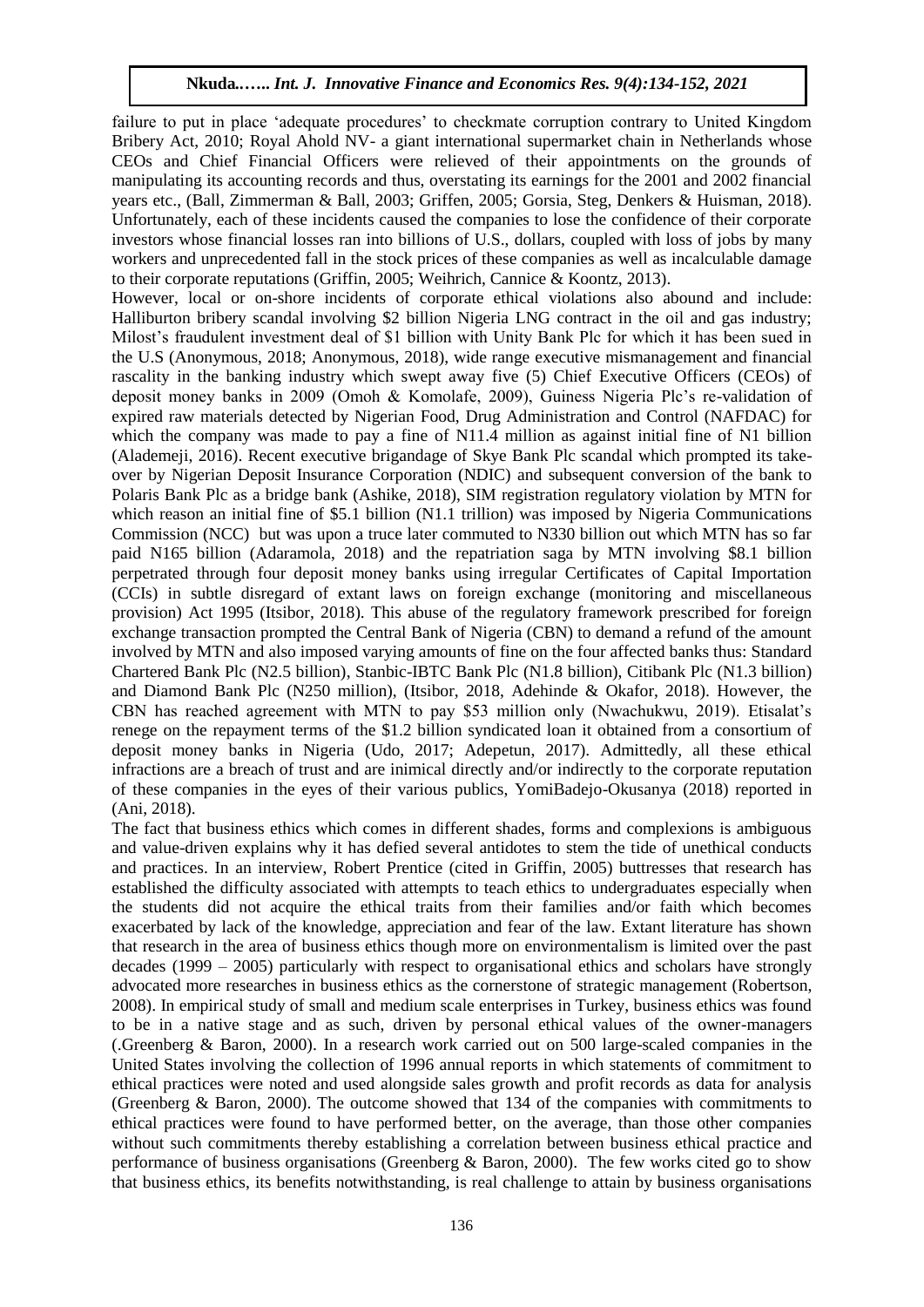failure to put in place 'adequate procedures' to checkmate corruption contrary to United Kingdom Bribery Act, 2010; Royal Ahold NV- a giant international supermarket chain in Netherlands whose CEOs and Chief Financial Officers were relieved of their appointments on the grounds of manipulating its accounting records and thus, overstating its earnings for the 2001 and 2002 financial years etc., (Ball, Zimmerman & Ball, 2003; Griffen, 2005; Gorsia, Steg, Denkers & Huisman, 2018). Unfortunately, each of these incidents caused the companies to lose the confidence of their corporate investors whose financial losses ran into billions of U.S., dollars, coupled with loss of jobs by many workers and unprecedented fall in the stock prices of these companies as well as incalculable damage to their corporate reputations (Griffin, 2005; Weihrich, Cannice & Koontz, 2013).

However, local or on-shore incidents of corporate ethical violations also abound and include: Halliburton bribery scandal involving \$2 billion Nigeria LNG contract in the oil and gas industry; Milost's fraudulent investment deal of \$1 billion with Unity Bank Plc for which it has been sued in the U.S (Anonymous, 2018; Anonymous, 2018), wide range executive mismanagement and financial rascality in the banking industry which swept away five (5) Chief Executive Officers (CEOs) of deposit money banks in 2009 (Omoh & Komolafe, 2009), Guiness Nigeria Plc's re-validation of expired raw materials detected by Nigerian Food, Drug Administration and Control (NAFDAC) for which the company was made to pay a fine of N11.4 million as against initial fine of N1 billion (Alademeji, 2016). Recent executive brigandage of Skye Bank Plc scandal which prompted its take-over by Nigerian Deposit Insurance Corporation (NDIC) and subsequent conversion of the bank to Polaris Bank Plc as a bridge bank (Ashike, 2018), SIM registration regulatory violation by MTN for which reason an initial fine of \$5.1 billion (N1.1 trillion) was imposed by Nigeria Communications Commission (NCC) but was upon a truce later commuted to N330 billion out which MTN has so far paid N165 billion (Adaramola, 2018) and the repatriation saga by MTN involving \$8.1 billion perpetrated through four deposit money banks using irregular Certificates of Capital Importation (CCIs) in subtle disregard of extant laws on foreign exchange (monitoring and miscellaneous provision) Act 1995 (Itsibor, 2018). This abuse of the regulatory framework prescribed for foreign exchange transaction prompted the Central Bank of Nigeria (CBN) to demand a refund of the amount involved by MTN and also imposed varying amounts of fine on the four affected banks thus: Standard Chartered Bank Plc (N2.5 billion), Stanbic-IBTC Bank Plc (N1.8 billion), Citibank Plc (N1.3 billion) and Diamond Bank Plc (N250 million), (Itsibor, 2018, Adehinde & Okafor, 2018). However, the CBN has reached agreement with MTN to pay \$53 million only (Nwachukwu, 2019). Etisalat's renege on the repayment terms of the \$1.2 billion syndicated loan it obtained from a consortium of deposit money banks in Nigeria (Udo, 2017; Adepetun, 2017). Admittedly, all these ethical infractions are a breach of trust and are inimical directly and/or indirectly to the corporate reputation of these companies in the eyes of their various publics, YomiBadejo-Okusanya (2018) reported in (Ani, 2018).

The fact that business ethics which comes in different shades, forms and complexions is ambiguous and value-driven explains why it has defied several antidotes to stem the tide of unethical conducts and practices. In an interview, Robert Prentice (cited in Griffin, 2005) buttresses that research has established the difficulty associated with attempts to teach ethics to undergraduates especially when the students did not acquire the ethical traits from their families and/or faith which becomes exacerbated by lack of the knowledge, appreciation and fear of the law. Extant literature has shown that research in the area of business ethics though more on environmentalism is limited over the past decades (1999 – 2005) particularly with respect to organisational ethics and scholars have strongly advocated more researches in business ethics as the cornerstone of strategic management (Robertson, 2008). In empirical study of small and medium scale enterprises in Turkey, business ethics was found to be in a native stage and as such, driven by personal ethical values of the owner-managers (.Greenberg & Baron, 2000). In a research work carried out on 500 large-scaled companies in the United States involving the collection of 1996 annual reports in which statements of commitment to ethical practices were noted and used alongside sales growth and profit records as data for analysis (Greenberg & Baron, 2000). The outcome showed that 134 of the companies with commitments to ethical practices were found to have performed better, on the average, than those other companies without such commitments thereby establishing a correlation between business ethical practice and performance of business organisations (Greenberg & Baron, 2000). The few works cited go to show that business ethics, its benefits notwithstanding, is real challenge to attain by business organisations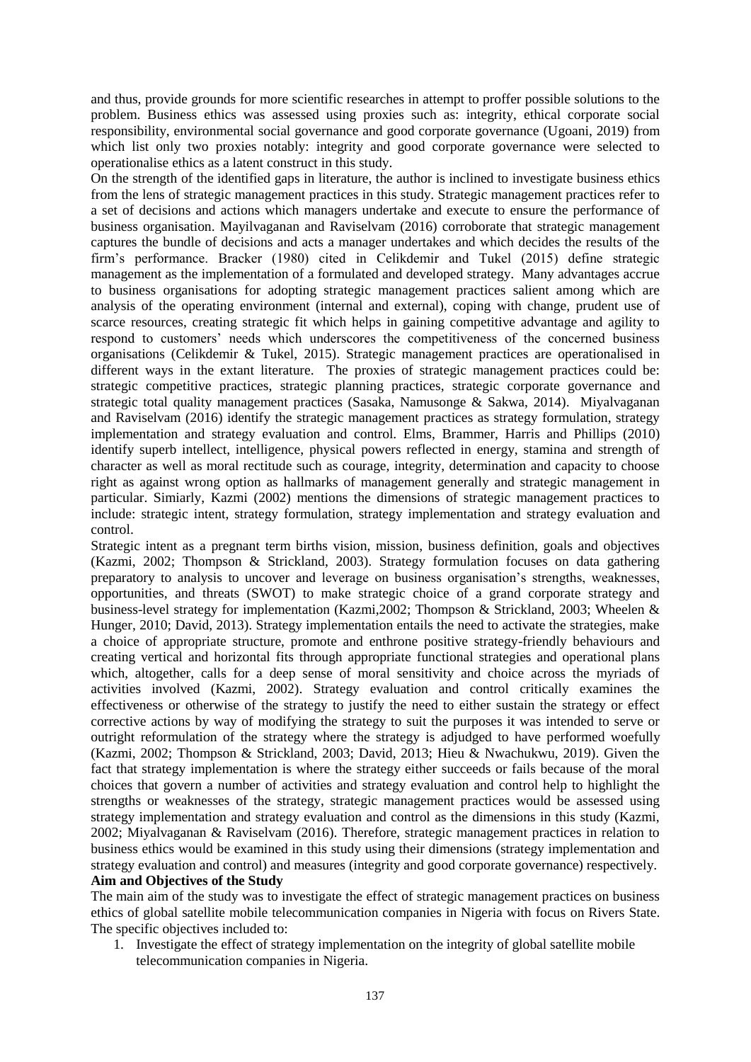and thus, provide grounds for more scientific researches in attempt to proffer possible solutions to the problem. Business ethics was assessed using proxies such as: integrity, ethical corporate social responsibility, environmental social governance and good corporate governance (Ugoani, 2019) from which list only two proxies notably: integrity and good corporate governance were selected to operationalise ethics as a latent construct in this study.

On the strength of the identified gaps in literature, the author is inclined to investigate business ethics from the lens of strategic management practices in this study. Strategic management practices refer to a set of decisions and actions which managers undertake and execute to ensure the performance of business organisation. Mayilvaganan and Raviselvam (2016) corroborate that strategic management captures the bundle of decisions and acts a manager undertakes and which decides the results of the firm's performance. Bracker (1980) cited in Celikdemir and Tukel (2015) define strategic management as the implementation of a formulated and developed strategy. Many advantages accrue to business organisations for adopting strategic management practices salient among which are analysis of the operating environment (internal and external), coping with change, prudent use of scarce resources, creating strategic fit which helps in gaining competitive advantage and agility to respond to customers' needs which underscores the competitiveness of the concerned business organisations (Celikdemir & Tukel, 2015). Strategic management practices are operationalised in different ways in the extant literature. The proxies of strategic management practices could be: strategic competitive practices, strategic planning practices, strategic corporate governance and strategic total quality management practices (Sasaka, Namusonge & Sakwa, 2014). Miyalvaganan and Raviselvam (2016) identify the strategic management practices as strategy formulation, strategy implementation and strategy evaluation and control. Elms, Brammer, Harris and Phillips (2010) identify superb intellect, intelligence, physical powers reflected in energy, stamina and strength of character as well as moral rectitude such as courage, integrity, determination and capacity to choose right as against wrong option as hallmarks of management generally and strategic management in particular. Simiarly, Kazmi (2002) mentions the dimensions of strategic management practices to include: strategic intent, strategy formulation, strategy implementation and strategy evaluation and control.

Strategic intent as a pregnant term births vision, mission, business definition, goals and objectives (Kazmi, 2002; Thompson & Strickland, 2003). Strategy formulation focuses on data gathering preparatory to analysis to uncover and leverage on business organisation's strengths, weaknesses, opportunities, and threats (SWOT) to make strategic choice of a grand corporate strategy and business-level strategy for implementation (Kazmi,2002; Thompson & Strickland, 2003; Wheelen & Hunger, 2010; David, 2013). Strategy implementation entails the need to activate the strategies, make a choice of appropriate structure, promote and enthrone positive strategy-friendly behaviours and creating vertical and horizontal fits through appropriate functional strategies and operational plans which, altogether, calls for a deep sense of moral sensitivity and choice across the myriads of activities involved (Kazmi, 2002). Strategy evaluation and control critically examines the effectiveness or otherwise of the strategy to justify the need to either sustain the strategy or effect corrective actions by way of modifying the strategy to suit the purposes it was intended to serve or outright reformulation of the strategy where the strategy is adjudged to have performed woefully (Kazmi, 2002; Thompson & Strickland, 2003; David, 2013; Hieu & Nwachukwu, 2019). Given the fact that strategy implementation is where the strategy either succeeds or fails because of the moral choices that govern a number of activities and strategy evaluation and control help to highlight the strengths or weaknesses of the strategy, strategic management practices would be assessed using strategy implementation and strategy evaluation and control as the dimensions in this study (Kazmi, 2002; Miyalvaganan & Raviselvam (2016). Therefore, strategic management practices in relation to business ethics would be examined in this study using their dimensions (strategy implementation and strategy evaluation and control) and measures (integrity and good corporate governance) respectively.

**Aim and Objectives of the Study**

The main aim of the study was to investigate the effect of strategic management practices on business ethics of global satellite mobile telecommunication companies in Nigeria with focus on Rivers State. The specific objectives included to:

1. Investigate the effect of strategy implementation on the integrity of global satellite mobile telecommunication companies in Nigeria.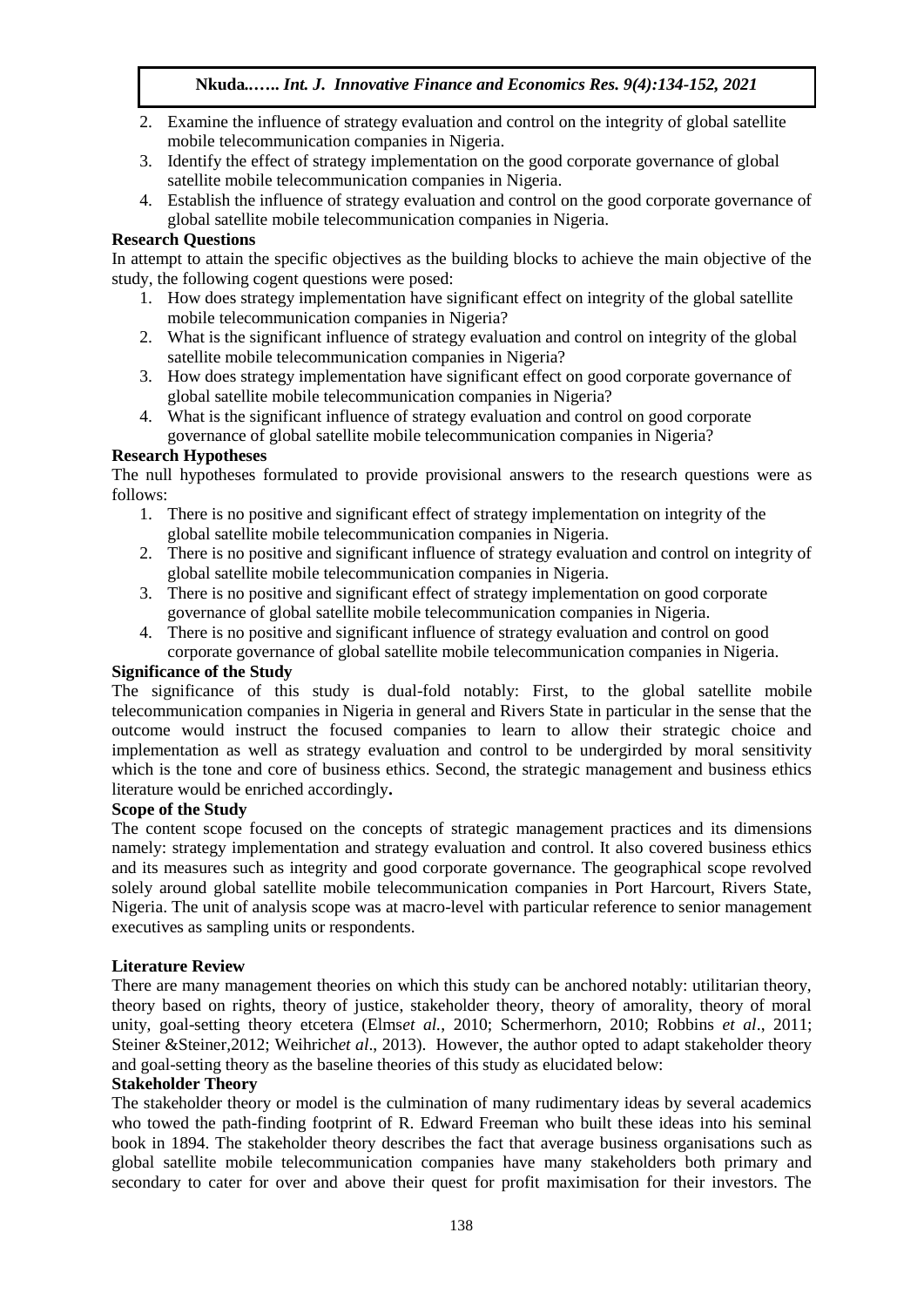2. Examine the influence of strategy evaluation and control on the integrity of global satellite mobile telecommunication companies in Nigeria.
3. Identify the effect of strategy implementation on the good corporate governance of global satellite mobile telecommunication companies in Nigeria.
4. Establish the influence of strategy evaluation and control on the good corporate governance of global satellite mobile telecommunication companies in Nigeria.

**Research Questions**

In attempt to attain the specific objectives as the building blocks to achieve the main objective of the study, the following cogent questions were posed:

1. How does strategy implementation have significant effect on integrity of the global satellite mobile telecommunication companies in Nigeria?
2. What is the significant influence of strategy evaluation and control on integrity of the global satellite mobile telecommunication companies in Nigeria?
3. How does strategy implementation have significant effect on good corporate governance of global satellite mobile telecommunication companies in Nigeria?
4. What is the significant influence of strategy evaluation and control on good corporate governance of global satellite mobile telecommunication companies in Nigeria?

**Research Hypotheses**

The null hypotheses formulated to provide provisional answers to the research questions were as follows:

1. There is no positive and significant effect of strategy implementation on integrity of the global satellite mobile telecommunication companies in Nigeria.
2. There is no positive and significant influence of strategy evaluation and control on integrity of global satellite mobile telecommunication companies in Nigeria.
3. There is no positive and significant effect of strategy implementation on good corporate governance of global satellite mobile telecommunication companies in Nigeria.
4. There is no positive and significant influence of strategy evaluation and control on good corporate governance of global satellite mobile telecommunication companies in Nigeria.

**Significance of the Study**

The significance of this study is dual-fold notably: First, to the global satellite mobile telecommunication companies in Nigeria in general and Rivers State in particular in the sense that the outcome would instruct the focused companies to learn to allow their strategic choice and implementation as well as strategy evaluation and control to be undergirded by moral sensitivity which is the tone and core of business ethics. Second, the strategic management and business ethics literature would be enriched accordingly**.**

**Scope of the Study**

The content scope focused on the concepts of strategic management practices and its dimensions namely: strategy implementation and strategy evaluation and control. It also covered business ethics and its measures such as integrity and good corporate governance. The geographical scope revolved solely around global satellite mobile telecommunication companies in Port Harcourt, Rivers State, Nigeria. The unit of analysis scope was at macro-level with particular reference to senior management executives as sampling units or respondents.

**Literature Review**

There are many management theories on which this study can be anchored notably: utilitarian theory, theory based on rights, theory of justice, stakeholder theory, theory of amorality, theory of moral unity, goal-setting theory etcetera (Elms*et al.*, 2010; Schermerhorn, 2010; Robbins *et al*., 2011; Steiner &Steiner,2012; Weihrich*et al*., 2013). However, the author opted to adapt stakeholder theory and goal-setting theory as the baseline theories of this study as elucidated below:

**Stakeholder Theory**

The stakeholder theory or model is the culmination of many rudimentary ideas by several academics who towed the path-finding footprint of R. Edward Freeman who built these ideas into his seminal book in 1894. The stakeholder theory describes the fact that average business organisations such as global satellite mobile telecommunication companies have many stakeholders both primary and secondary to cater for over and above their quest for profit maximisation for their investors. The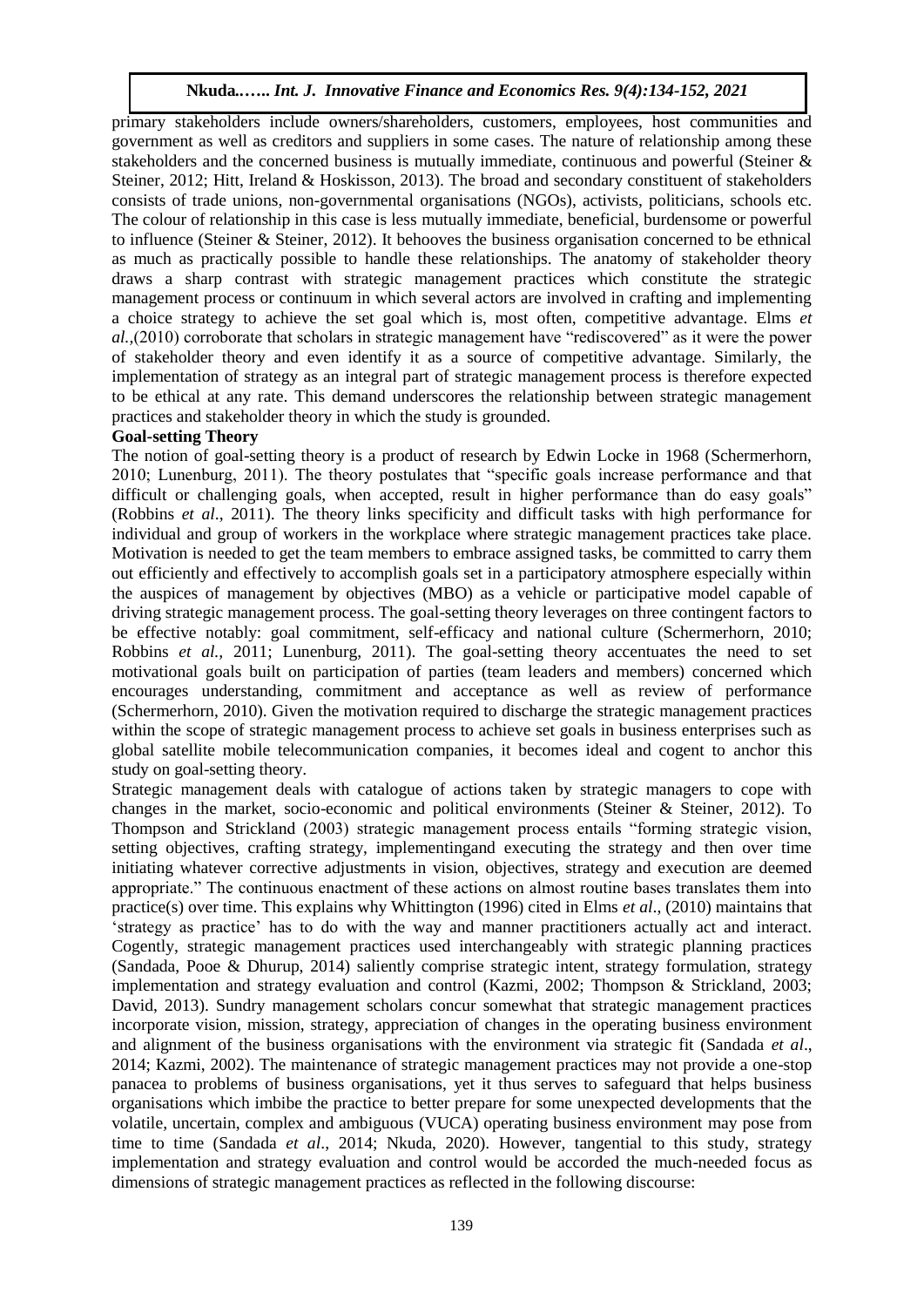primary stakeholders include owners/shareholders, customers, employees, host communities and government as well as creditors and suppliers in some cases. The nature of relationship among these stakeholders and the concerned business is mutually immediate, continuous and powerful (Steiner & Steiner, 2012; Hitt, Ireland & Hoskisson, 2013). The broad and secondary constituent of stakeholders consists of trade unions, non-governmental organisations (NGOs), activists, politicians, schools etc. The colour of relationship in this case is less mutually immediate, beneficial, burdensome or powerful to influence (Steiner & Steiner, 2012). It behooves the business organisation concerned to be ethnical as much as practically possible to handle these relationships. The anatomy of stakeholder theory draws a sharp contrast with strategic management practices which constitute the strategic management process or continuum in which several actors are involved in crafting and implementing a choice strategy to achieve the set goal which is, most often, competitive advantage. Elms *et al.*,(2010) corroborate that scholars in strategic management have "rediscovered" as it were the power of stakeholder theory and even identify it as a source of competitive advantage. Similarly, the implementation of strategy as an integral part of strategic management process is therefore expected to be ethical at any rate. This demand underscores the relationship between strategic management practices and stakeholder theory in which the study is grounded.

**Goal-setting Theory**

The notion of goal-setting theory is a product of research by Edwin Locke in 1968 (Schermerhorn, 2010; Lunenburg, 2011). The theory postulates that "specific goals increase performance and that difficult or challenging goals, when accepted, result in higher performance than do easy goals" (Robbins *et al*., 2011). The theory links specificity and difficult tasks with high performance for individual and group of workers in the workplace where strategic management practices take place. Motivation is needed to get the team members to embrace assigned tasks, be committed to carry them out efficiently and effectively to accomplish goals set in a participatory atmosphere especially within the auspices of management by objectives (MBO) as a vehicle or participative model capable of driving strategic management process. The goal-setting theory leverages on three contingent factors to be effective notably: goal commitment, self-efficacy and national culture (Schermerhorn, 2010; Robbins *et al.,* 2011; Lunenburg, 2011). The goal-setting theory accentuates the need to set motivational goals built on participation of parties (team leaders and members) concerned which encourages understanding, commitment and acceptance as well as review of performance (Schermerhorn, 2010). Given the motivation required to discharge the strategic management practices within the scope of strategic management process to achieve set goals in business enterprises such as global satellite mobile telecommunication companies, it becomes ideal and cogent to anchor this study on goal-setting theory.

Strategic management deals with catalogue of actions taken by strategic managers to cope with changes in the market, socio-economic and political environments (Steiner & Steiner, 2012). To Thompson and Strickland (2003) strategic management process entails "forming strategic vision, setting objectives, crafting strategy, implementingand executing the strategy and then over time initiating whatever corrective adjustments in vision, objectives, strategy and execution are deemed appropriate." The continuous enactment of these actions on almost routine bases translates them into practice(s) over time. This explains why Whittington (1996) cited in Elms *et al*., (2010) maintains that 'strategy as practice' has to do with the way and manner practitioners actually act and interact. Cogently, strategic management practices used interchangeably with strategic planning practices (Sandada, Pooe & Dhurup, 2014) saliently comprise strategic intent, strategy formulation, strategy implementation and strategy evaluation and control (Kazmi, 2002; Thompson & Strickland, 2003; David, 2013). Sundry management scholars concur somewhat that strategic management practices incorporate vision, mission, strategy, appreciation of changes in the operating business environment and alignment of the business organisations with the environment via strategic fit (Sandada *et al*., 2014; Kazmi, 2002). The maintenance of strategic management practices may not provide a one-stop panacea to problems of business organisations, yet it thus serves to safeguard that helps business organisations which imbibe the practice to better prepare for some unexpected developments that the volatile, uncertain, complex and ambiguous (VUCA) operating business environment may pose from time to time (Sandada *et al*., 2014; Nkuda, 2020). However, tangential to this study, strategy implementation and strategy evaluation and control would be accorded the much-needed focus as dimensions of strategic management practices as reflected in the following discourse: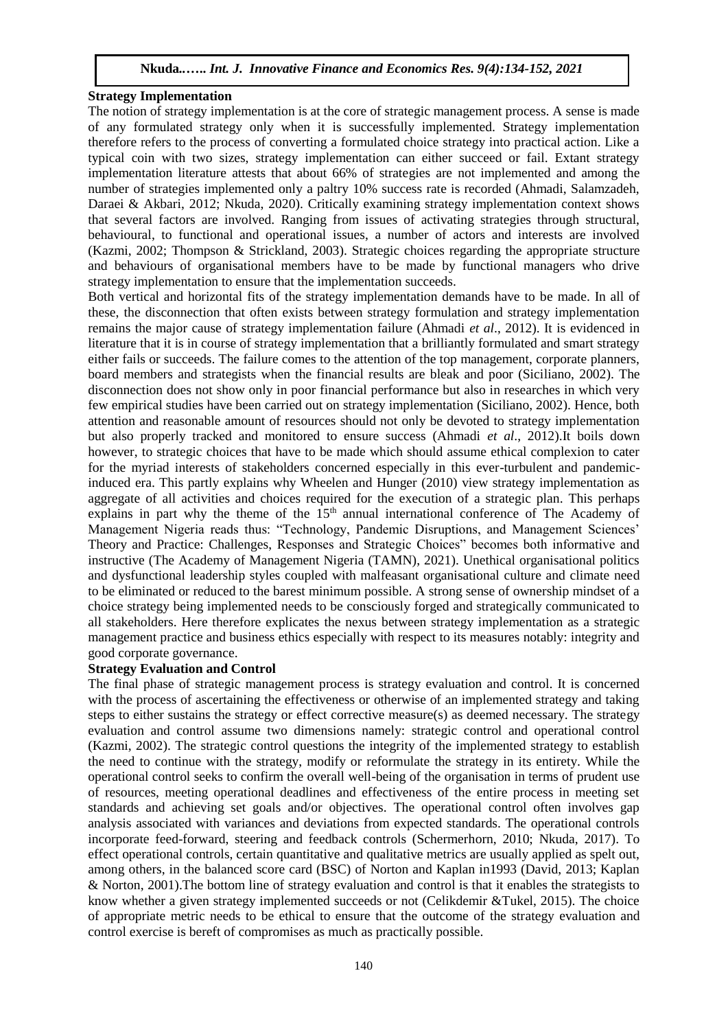**Strategy Implementation**

The notion of strategy implementation is at the core of strategic management process. A sense is made of any formulated strategy only when it is successfully implemented. Strategy implementation therefore refers to the process of converting a formulated choice strategy into practical action. Like a typical coin with two sizes, strategy implementation can either succeed or fail. Extant strategy implementation literature attests that about 66% of strategies are not implemented and among the number of strategies implemented only a paltry 10% success rate is recorded (Ahmadi, Salamzadeh, Daraei & Akbari, 2012; Nkuda, 2020). Critically examining strategy implementation context shows that several factors are involved. Ranging from issues of activating strategies through structural, behavioural, to functional and operational issues, a number of actors and interests are involved (Kazmi, 2002; Thompson & Strickland, 2003). Strategic choices regarding the appropriate structure and behaviours of organisational members have to be made by functional managers who drive strategy implementation to ensure that the implementation succeeds.

Both vertical and horizontal fits of the strategy implementation demands have to be made. In all of these, the disconnection that often exists between strategy formulation and strategy implementation remains the major cause of strategy implementation failure (Ahmadi *et al*., 2012). It is evidenced in literature that it is in course of strategy implementation that a brilliantly formulated and smart strategy either fails or succeeds. The failure comes to the attention of the top management, corporate planners, board members and strategists when the financial results are bleak and poor (Siciliano, 2002). The disconnection does not show only in poor financial performance but also in researches in which very few empirical studies have been carried out on strategy implementation (Siciliano, 2002). Hence, both attention and reasonable amount of resources should not only be devoted to strategy implementation but also properly tracked and monitored to ensure success (Ahmadi *et al*., 2012).It boils down however, to strategic choices that have to be made which should assume ethical complexion to cater for the myriad interests of stakeholders concerned especially in this ever-turbulent and pandemic-induced era. This partly explains why Wheelen and Hunger (2010) view strategy implementation as aggregate of all activities and choices required for the execution of a strategic plan. This perhaps explains in part why the theme of the 15th annual international conference of The Academy of Management Nigeria reads thus: "Technology, Pandemic Disruptions, and Management Sciences' Theory and Practice: Challenges, Responses and Strategic Choices" becomes both informative and instructive (The Academy of Management Nigeria (TAMN), 2021). Unethical organisational politics and dysfunctional leadership styles coupled with malfeasant organisational culture and climate need to be eliminated or reduced to the barest minimum possible. A strong sense of ownership mindset of a choice strategy being implemented needs to be consciously forged and strategically communicated to all stakeholders. Here therefore explicates the nexus between strategy implementation as a strategic management practice and business ethics especially with respect to its measures notably: integrity and good corporate governance.

**Strategy Evaluation and Control**

The final phase of strategic management process is strategy evaluation and control. It is concerned with the process of ascertaining the effectiveness or otherwise of an implemented strategy and taking steps to either sustains the strategy or effect corrective measure(s) as deemed necessary. The strategy evaluation and control assume two dimensions namely: strategic control and operational control (Kazmi, 2002). The strategic control questions the integrity of the implemented strategy to establish the need to continue with the strategy, modify or reformulate the strategy in its entirety. While the operational control seeks to confirm the overall well-being of the organisation in terms of prudent use of resources, meeting operational deadlines and effectiveness of the entire process in meeting set standards and achieving set goals and/or objectives. The operational control often involves gap analysis associated with variances and deviations from expected standards. The operational controls incorporate feed-forward, steering and feedback controls (Schermerhorn, 2010; Nkuda, 2017). To effect operational controls, certain quantitative and qualitative metrics are usually applied as spelt out, among others, in the balanced score card (BSC) of Norton and Kaplan in1993 (David, 2013; Kaplan & Norton, 2001).The bottom line of strategy evaluation and control is that it enables the strategists to know whether a given strategy implemented succeeds or not (Celikdemir &Tukel, 2015). The choice of appropriate metric needs to be ethical to ensure that the outcome of the strategy evaluation and control exercise is bereft of compromises as much as practically possible.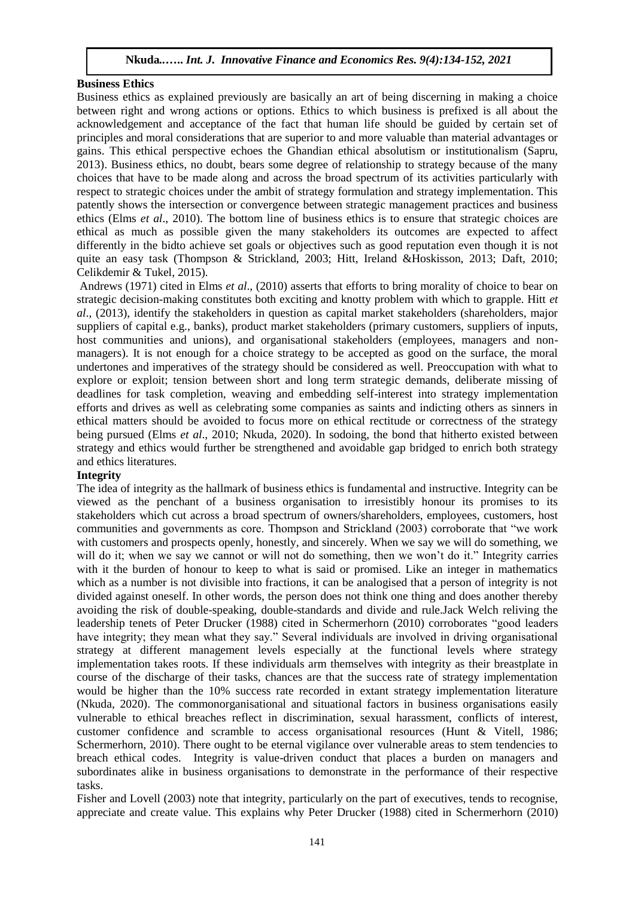**Business Ethics**

Business ethics as explained previously are basically an art of being discerning in making a choice between right and wrong actions or options. Ethics to which business is prefixed is all about the acknowledgement and acceptance of the fact that human life should be guided by certain set of principles and moral considerations that are superior to and more valuable than material advantages or gains. This ethical perspective echoes the Ghandian ethical absolutism or institutionalism (Sapru, 2013). Business ethics, no doubt, bears some degree of relationship to strategy because of the many choices that have to be made along and across the broad spectrum of its activities particularly with respect to strategic choices under the ambit of strategy formulation and strategy implementation. This patently shows the intersection or convergence between strategic management practices and business ethics (Elms *et al*., 2010). The bottom line of business ethics is to ensure that strategic choices are ethical as much as possible given the many stakeholders its outcomes are expected to affect differently in the bidto achieve set goals or objectives such as good reputation even though it is not quite an easy task (Thompson & Strickland, 2003; Hitt, Ireland &Hoskisson, 2013; Daft, 2010; Celikdemir & Tukel, 2015).

Andrews (1971) cited in Elms *et al*., (2010) asserts that efforts to bring morality of choice to bear on strategic decision-making constitutes both exciting and knotty problem with which to grapple. Hitt *et al*., (2013), identify the stakeholders in question as capital market stakeholders (shareholders, major suppliers of capital e.g., banks), product market stakeholders (primary customers, suppliers of inputs, host communities and unions), and organisational stakeholders (employees, managers and non-managers). It is not enough for a choice strategy to be accepted as good on the surface, the moral undertones and imperatives of the strategy should be considered as well. Preoccupation with what to explore or exploit; tension between short and long term strategic demands, deliberate missing of deadlines for task completion, weaving and embedding self-interest into strategy implementation efforts and drives as well as celebrating some companies as saints and indicting others as sinners in ethical matters should be avoided to focus more on ethical rectitude or correctness of the strategy being pursued (Elms *et al*., 2010; Nkuda, 2020). In sodoing, the bond that hitherto existed between strategy and ethics would further be strengthened and avoidable gap bridged to enrich both strategy and ethics literatures.

**Integrity**

The idea of integrity as the hallmark of business ethics is fundamental and instructive. Integrity can be viewed as the penchant of a business organisation to irresistibly honour its promises to its stakeholders which cut across a broad spectrum of owners/shareholders, employees, customers, host communities and governments as core. Thompson and Strickland (2003) corroborate that "we work with customers and prospects openly, honestly, and sincerely. When we say we will do something, we will do it; when we say we cannot or will not do something, then we won't do it." Integrity carries with it the burden of honour to keep to what is said or promised. Like an integer in mathematics which as a number is not divisible into fractions, it can be analogised that a person of integrity is not divided against oneself. In other words, the person does not think one thing and does another thereby avoiding the risk of double-speaking, double-standards and divide and rule.Jack Welch reliving the leadership tenets of Peter Drucker (1988) cited in Schermerhorn (2010) corroborates "good leaders have integrity; they mean what they say." Several individuals are involved in driving organisational strategy at different management levels especially at the functional levels where strategy implementation takes roots. If these individuals arm themselves with integrity as their breastplate in course of the discharge of their tasks, chances are that the success rate of strategy implementation would be higher than the 10% success rate recorded in extant strategy implementation literature (Nkuda, 2020). The commonorganisational and situational factors in business organisations easily vulnerable to ethical breaches reflect in discrimination, sexual harassment, conflicts of interest, customer confidence and scramble to access organisational resources (Hunt & Vitell, 1986; Schermerhorn, 2010). There ought to be eternal vigilance over vulnerable areas to stem tendencies to breach ethical codes. Integrity is value-driven conduct that places a burden on managers and subordinates alike in business organisations to demonstrate in the performance of their respective tasks.

Fisher and Lovell (2003) note that integrity, particularly on the part of executives, tends to recognise, appreciate and create value. This explains why Peter Drucker (1988) cited in Schermerhorn (2010)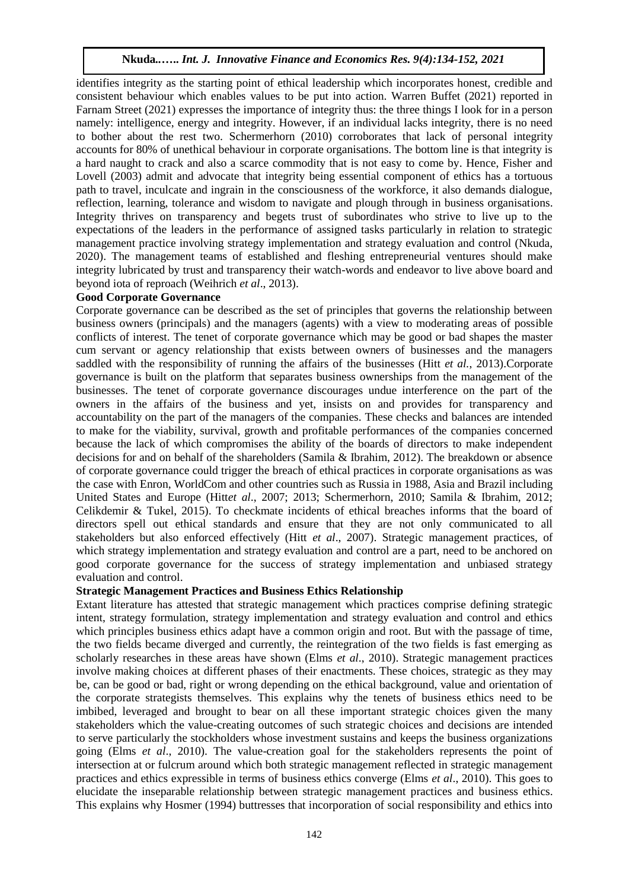identifies integrity as the starting point of ethical leadership which incorporates honest, credible and consistent behaviour which enables values to be put into action. Warren Buffet (2021) reported in Farnam Street (2021) expresses the importance of integrity thus: the three things I look for in a person namely: intelligence, energy and integrity. However, if an individual lacks integrity, there is no need to bother about the rest two. Schermerhorn (2010) corroborates that lack of personal integrity accounts for 80% of unethical behaviour in corporate organisations. The bottom line is that integrity is a hard naught to crack and also a scarce commodity that is not easy to come by. Hence, Fisher and Lovell (2003) admit and advocate that integrity being essential component of ethics has a tortuous path to travel, inculcate and ingrain in the consciousness of the workforce, it also demands dialogue, reflection, learning, tolerance and wisdom to navigate and plough through in business organisations. Integrity thrives on transparency and begets trust of subordinates who strive to live up to the expectations of the leaders in the performance of assigned tasks particularly in relation to strategic management practice involving strategy implementation and strategy evaluation and control (Nkuda, 2020). The management teams of established and fleshing entrepreneurial ventures should make integrity lubricated by trust and transparency their watch-words and endeavor to live above board and beyond iota of reproach (Weihrich *et al*., 2013).

**Good Corporate Governance**

Corporate governance can be described as the set of principles that governs the relationship between business owners (principals) and the managers (agents) with a view to moderating areas of possible conflicts of interest. The tenet of corporate governance which may be good or bad shapes the master cum servant or agency relationship that exists between owners of businesses and the managers saddled with the responsibility of running the affairs of the businesses (Hitt *et al.*, 2013).Corporate governance is built on the platform that separates business ownerships from the management of the businesses. The tenet of corporate governance discourages undue interference on the part of the owners in the affairs of the business and yet, insists on and provides for transparency and accountability on the part of the managers of the companies. These checks and balances are intended to make for the viability, survival, growth and profitable performances of the companies concerned because the lack of which compromises the ability of the boards of directors to make independent decisions for and on behalf of the shareholders (Samila & Ibrahim, 2012). The breakdown or absence of corporate governance could trigger the breach of ethical practices in corporate organisations as was the case with Enron, WorldCom and other countries such as Russia in 1988, Asia and Brazil including United States and Europe (Hitt*et al*., 2007; 2013; Schermerhorn, 2010; Samila & Ibrahim, 2012; Celikdemir & Tukel, 2015). To checkmate incidents of ethical breaches informs that the board of directors spell out ethical standards and ensure that they are not only communicated to all stakeholders but also enforced effectively (Hitt *et al*., 2007). Strategic management practices, of which strategy implementation and strategy evaluation and control are a part, need to be anchored on good corporate governance for the success of strategy implementation and unbiased strategy evaluation and control.

**Strategic Management Practices and Business Ethics Relationship**

Extant literature has attested that strategic management which practices comprise defining strategic intent, strategy formulation, strategy implementation and strategy evaluation and control and ethics which principles business ethics adapt have a common origin and root. But with the passage of time, the two fields became diverged and currently, the reintegration of the two fields is fast emerging as scholarly researches in these areas have shown (Elms *et al*., 2010). Strategic management practices involve making choices at different phases of their enactments. These choices, strategic as they may be, can be good or bad, right or wrong depending on the ethical background, value and orientation of the corporate strategists themselves. This explains why the tenets of business ethics need to be imbibed, leveraged and brought to bear on all these important strategic choices given the many stakeholders which the value-creating outcomes of such strategic choices and decisions are intended to serve particularly the stockholders whose investment sustains and keeps the business organizations going (Elms *et al*., 2010). The value-creation goal for the stakeholders represents the point of intersection at or fulcrum around which both strategic management reflected in strategic management practices and ethics expressible in terms of business ethics converge (Elms *et al*., 2010). This goes to elucidate the inseparable relationship between strategic management practices and business ethics. This explains why Hosmer (1994) buttresses that incorporation of social responsibility and ethics into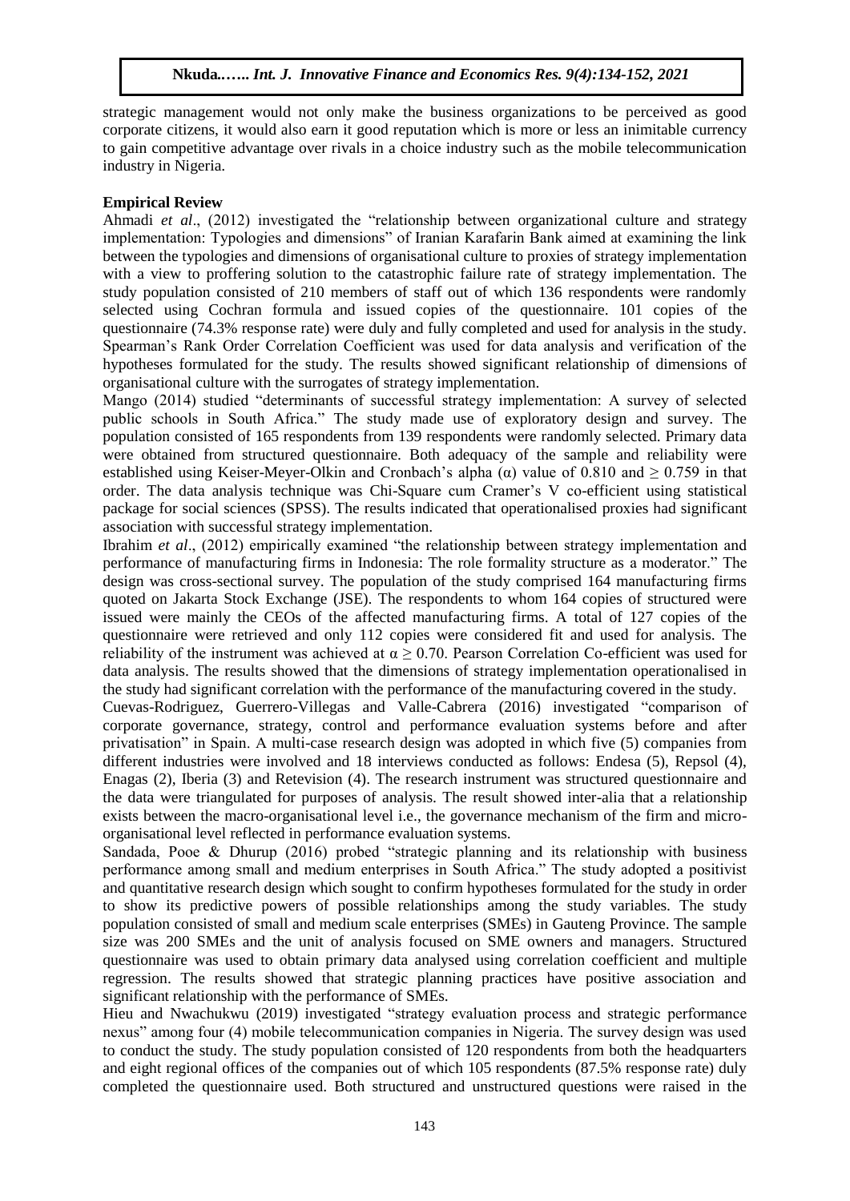strategic management would not only make the business organizations to be perceived as good corporate citizens, it would also earn it good reputation which is more or less an inimitable currency to gain competitive advantage over rivals in a choice industry such as the mobile telecommunication industry in Nigeria.

**Empirical Review**

Ahmadi *et al*., (2012) investigated the "relationship between organizational culture and strategy implementation: Typologies and dimensions" of Iranian Karafarin Bank aimed at examining the link between the typologies and dimensions of organisational culture to proxies of strategy implementation with a view to proffering solution to the catastrophic failure rate of strategy implementation. The study population consisted of 210 members of staff out of which 136 respondents were randomly selected using Cochran formula and issued copies of the questionnaire. 101 copies of the questionnaire (74.3% response rate) were duly and fully completed and used for analysis in the study. Spearman's Rank Order Correlation Coefficient was used for data analysis and verification of the hypotheses formulated for the study. The results showed significant relationship of dimensions of organisational culture with the surrogates of strategy implementation.

Mango (2014) studied "determinants of successful strategy implementation: A survey of selected public schools in South Africa." The study made use of exploratory design and survey. The population consisted of 165 respondents from 139 respondents were randomly selected. Primary data were obtained from structured questionnaire. Both adequacy of the sample and reliability were established using Keiser-Meyer-Olkin and Cronbach's alpha (α) value of 0.810 and ≥ 0.759 in that order. The data analysis technique was Chi-Square cum Cramer's V co-efficient using statistical package for social sciences (SPSS). The results indicated that operationalised proxies had significant association with successful strategy implementation.

Ibrahim *et al*., (2012) empirically examined "the relationship between strategy implementation and performance of manufacturing firms in Indonesia: The role formality structure as a moderator." The design was cross-sectional survey. The population of the study comprised 164 manufacturing firms quoted on Jakarta Stock Exchange (JSE). The respondents to whom 164 copies of structured were issued were mainly the CEOs of the affected manufacturing firms. A total of 127 copies of the questionnaire were retrieved and only 112 copies were considered fit and used for analysis. The reliability of the instrument was achieved at $\alpha \geq 0.70$. Pearson Correlation Co-efficient was used for data analysis. The results showed that the dimensions of strategy implementation operationalised in the study had significant correlation with the performance of the manufacturing covered in the study.

Cuevas-Rodriguez, Guerrero-Villegas and Valle-Cabrera (2016) investigated "comparison of corporate governance, strategy, control and performance evaluation systems before and after privatisation" in Spain. A multi-case research design was adopted in which five (5) companies from different industries were involved and 18 interviews conducted as follows: Endesa (5), Repsol (4), Enagas (2), Iberia (3) and Retevision (4). The research instrument was structured questionnaire and the data were triangulated for purposes of analysis. The result showed inter-alia that a relationship exists between the macro-organisational level i.e., the governance mechanism of the firm and micro-organisational level reflected in performance evaluation systems.

Sandada, Pooe & Dhurup (2016) probed "strategic planning and its relationship with business performance among small and medium enterprises in South Africa." The study adopted a positivist and quantitative research design which sought to confirm hypotheses formulated for the study in order to show its predictive powers of possible relationships among the study variables. The study population consisted of small and medium scale enterprises (SMEs) in Gauteng Province. The sample size was 200 SMEs and the unit of analysis focused on SME owners and managers. Structured questionnaire was used to obtain primary data analysed using correlation coefficient and multiple regression. The results showed that strategic planning practices have positive association and significant relationship with the performance of SMEs.

Hieu and Nwachukwu (2019) investigated "strategy evaluation process and strategic performance nexus" among four (4) mobile telecommunication companies in Nigeria. The survey design was used to conduct the study. The study population consisted of 120 respondents from both the headquarters and eight regional offices of the companies out of which 105 respondents (87.5% response rate) duly completed the questionnaire used. Both structured and unstructured questions were raised in the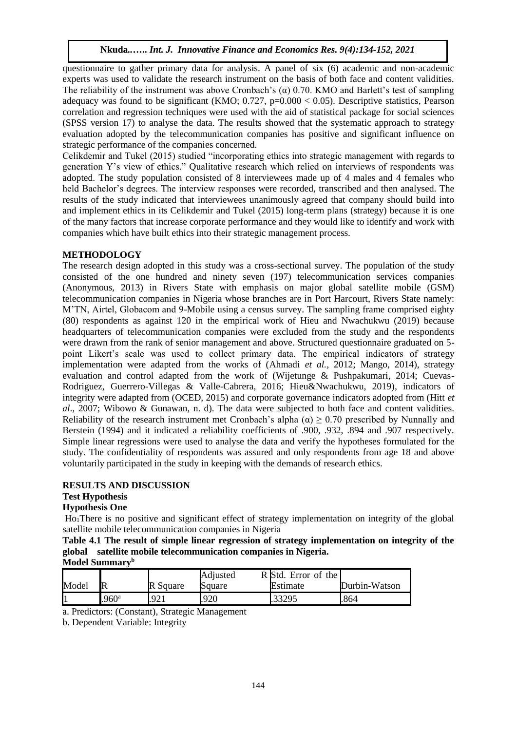questionnaire to gather primary data for analysis. A panel of six (6) academic and non-academic experts was used to validate the research instrument on the basis of both face and content validities. The reliability of the instrument was above Cronbach's (α) 0.70. KMO and Barlett's test of sampling adequacy was found to be significant (KMO; 0.727, $p=0.000 < 0.05$). Descriptive statistics, Pearson correlation and regression techniques were used with the aid of statistical package for social sciences (SPSS version 17) to analyse the data. The results showed that the systematic approach to strategy evaluation adopted by the telecommunication companies has positive and significant influence on strategic performance of the companies concerned.

Celikdemir and Tukel (2015) studied "incorporating ethics into strategic management with regards to generation Y's view of ethics." Qualitative research which relied on interviews of respondents was adopted. The study population consisted of 8 interviewees made up of 4 males and 4 females who held Bachelor's degrees. The interview responses were recorded, transcribed and then analysed. The results of the study indicated that interviewees unanimously agreed that company should build into and implement ethics in its Celikdemir and Tukel (2015) long-term plans (strategy) because it is one of the many factors that increase corporate performance and they would like to identify and work with companies which have built ethics into their strategic management process.

## METHODOLOGY

The research design adopted in this study was a cross-sectional survey. The population of the study consisted of the one hundred and ninety seven (197) telecommunication services companies (Anonymous, 2013) in Rivers State with emphasis on major global satellite mobile (GSM) telecommunication companies in Nigeria whose branches are in Port Harcourt, Rivers State namely: M'TN, Airtel, Globacom and 9-Mobile using a census survey. The sampling frame comprised eighty (80) respondents as against 120 in the empirical work of Hieu and Nwachukwu (2019) because headquarters of telecommunication companies were excluded from the study and the respondents were drawn from the rank of senior management and above. Structured questionnaire graduated on 5-point Likert's scale was used to collect primary data. The empirical indicators of strategy implementation were adapted from the works of (Ahmadi *et al.*, 2012; Mango, 2014), strategy evaluation and control adapted from the work of (Wijetunge & Pushpakumari, 2014; Cuevas-Rodriguez, Guerrero-Villegas & Valle-Cabrera, 2016; Hieu&Nwachukwu, 2019), indicators of integrity were adapted from (OCED, 2015) and corporate governance indicators adopted from (Hitt *et al*., 2007; Wibowo & Gunawan, n. d). The data were subjected to both face and content validities. Reliability of the research instrument met Cronbach's alpha $(\alpha) \geq 0.70$ prescribed by Nunnally and Berstein (1994) and it indicated a reliability coefficients of .900, .932, .894 and .907 respectively. Simple linear regressions were used to analyse the data and verify the hypotheses formulated for the study. The confidentiality of respondents was assured and only respondents from age 18 and above voluntarily participated in the study in keeping with the demands of research ethics.

## RESULTS AND DISCUSSION

### Test Hypothesis

### Hypothesis One

$Ho_1$There is no positive and significant effect of strategy implementation on integrity of the global satellite mobile telecommunication companies in Nigeria

**Table 4.1 The result of simple linear regression of strategy implementation on integrity of the global satellite mobile telecommunication companies in Nigeria.**

**Model Summary[b]**

| Model | R | R Square | Adjusted R Square | Std. Error of the Estimate | Durbin-Watson |
|---|---|---|---|---|---|
| 1 | .960[a] | .921 | .920 | .33295 | .864 |

a. Predictors: (Constant), Strategic Management

b. Dependent Variable: Integrity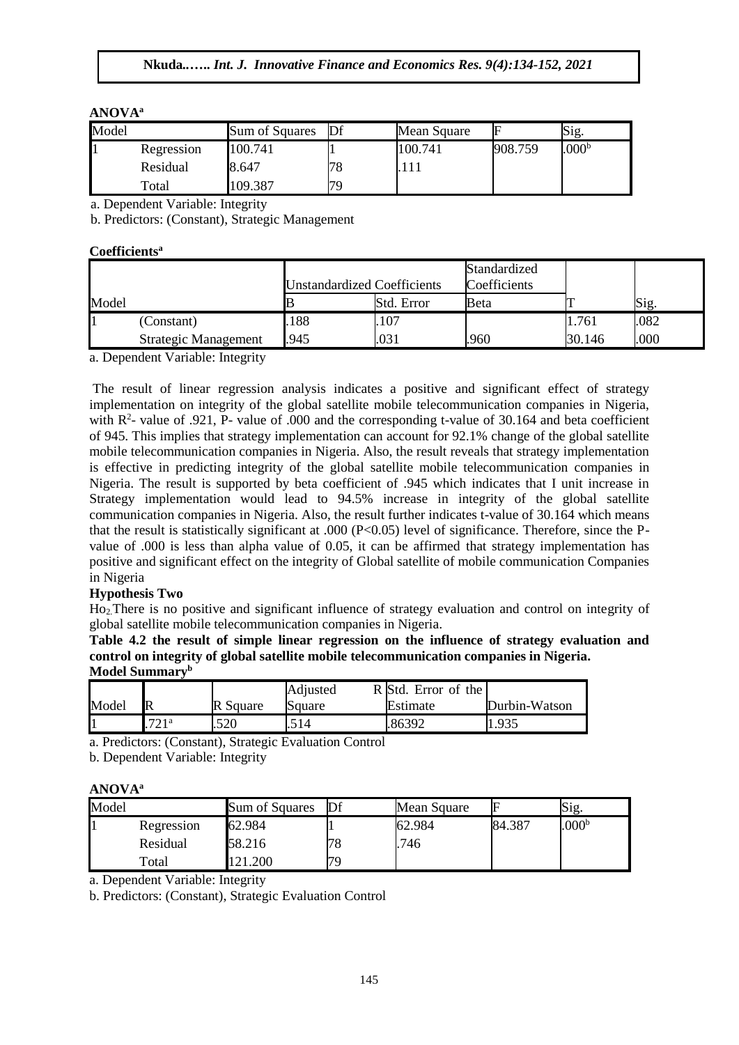**ANOVA[a]**

| Model | | Sum of Squares | Df | Mean Square | F | Sig. |
|---|---|---|---|---|---|---|
| 1 | Regression | 100.741 | 1 | 100.741 | 908.759 | .000[b] |
| | Residual | 8.647 | 78 | .111 | | |
| | Total | 109.387 | 79 | | | |

a. Dependent Variable: Integrity

b. Predictors: (Constant), Strategic Management

**Coefficients[a]**

| Model | | Unstandardized Coefficients | | Standardized Coefficients | | |
|---|---|---|---|---|---|---|
| | | B | Std. Error | Beta | T | Sig. |
| 1 | (Constant) | .188 | .107 | | 1.761 | .082 |
| | Strategic Management | .945 | .031 | .960 | 30.146 | .000 |

a. Dependent Variable: Integrity

The result of linear regression analysis indicates a positive and significant effect of strategy implementation on integrity of the global satellite mobile telecommunication companies in Nigeria, with $R^2$- value of .921, P- value of .000 and the corresponding t-value of 30.164 and beta coefficient of 945. This implies that strategy implementation can account for 92.1% change of the global satellite mobile telecommunication companies in Nigeria. Also, the result reveals that strategy implementation is effective in predicting integrity of the global satellite mobile telecommunication companies in Nigeria. The result is supported by beta coefficient of .945 which indicates that I unit increase in Strategy implementation would lead to 94.5% increase in integrity of the global satellite communication companies in Nigeria. Also, the result further indicates t-value of 30.164 which means that the result is statistically significant at .000 ($P<0.05$) level of significance. Therefore, since the P-value of .000 is less than alpha value of 0.05, it can be affirmed that strategy implementation has positive and significant effect on the integrity of Global satellite of mobile communication Companies in Nigeria

**Hypothesis Two**

$Ho_2$ There is no positive and significant influence of strategy evaluation and control on integrity of global satellite mobile telecommunication companies in Nigeria.

**Table 4.2 the result of simple linear regression on the influence of strategy evaluation and control on integrity of global satellite mobile telecommunication companies in Nigeria.**

**Model Summary[b]**

| Model | R | R Square | Adjusted R Square | Std. Error of the Estimate | Durbin-Watson |
|---|---|---|---|---|---|
| 1 | .721[a] | .520 | .514 | .86392 | 1.935 |

a. Predictors: (Constant), Strategic Evaluation Control

b. Dependent Variable: Integrity

**ANOVA[a]**

| Model | | Sum of Squares | Df | Mean Square | F | Sig. |
|---|---|---|---|---|---|---|
| 1 | Regression | 62.984 | 1 | 62.984 | 84.387 | .000[b] |
| | Residual | 58.216 | 78 | .746 | | |
| | Total | 121.200 | 79 | | | |

a. Dependent Variable: Integrity

b. Predictors: (Constant), Strategic Evaluation Control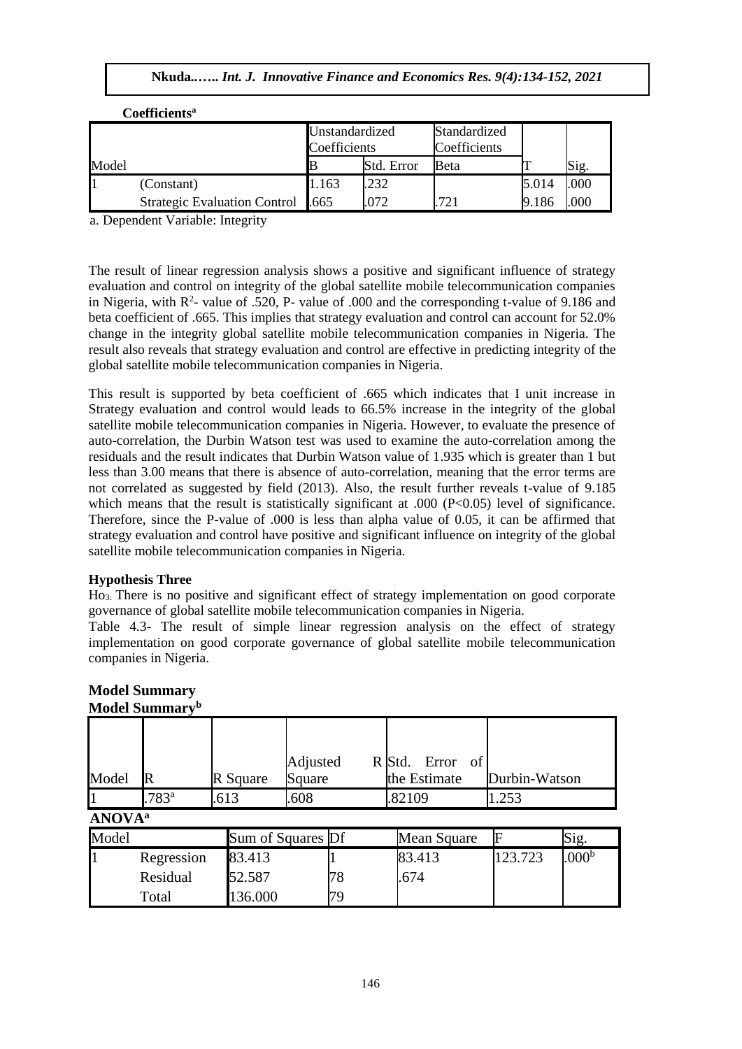**Coefficients[a]**

| Model | | Unstandardized Coefficients | | Standardized Coefficients | | |
|---|---|---|---|---|---|---|
| | | B | Std. Error | Beta | T | Sig. |
| 1 | (Constant) | 1.163 | .232 | | 5.014 | .000 |
| | Strategic Evaluation Control | .665 | .072 | .721 | 9.186 | .000 |

a. Dependent Variable: Integrity

The result of linear regression analysis shows a positive and significant influence of strategy evaluation and control on integrity of the global satellite mobile telecommunication companies in Nigeria, with $R^2$- value of .520, P- value of .000 and the corresponding t-value of 9.186 and beta coefficient of .665. This implies that strategy evaluation and control can account for 52.0% change in the integrity global satellite mobile telecommunication companies in Nigeria. The result also reveals that strategy evaluation and control are effective in predicting integrity of the global satellite mobile telecommunication companies in Nigeria.

This result is supported by beta coefficient of .665 which indicates that I unit increase in Strategy evaluation and control would leads to 66.5% increase in the integrity of the global satellite mobile telecommunication companies in Nigeria. However, to evaluate the presence of auto-correlation, the Durbin Watson test was used to examine the auto-correlation among the residuals and the result indicates that Durbin Watson value of 1.935 which is greater than 1 but less than 3.00 means that there is absence of auto-correlation, meaning that the error terms are not correlated as suggested by field (2013). Also, the result further reveals t-value of 9.185 which means that the result is statistically significant at .000 ($P<0.05$) level of significance. Therefore, since the P-value of .000 is less than alpha value of 0.05, it can be affirmed that strategy evaluation and control have positive and significant influence on integrity of the global satellite mobile telecommunication companies in Nigeria.

### Hypothesis Three

$Ho_3$: There is no positive and significant effect of strategy implementation on good corporate governance of global satellite mobile telecommunication companies in Nigeria.

Table 4.3- The result of simple linear regression analysis on the effect of strategy implementation on good corporate governance of global satellite mobile telecommunication companies in Nigeria.

**Model Summary**

**Model Summary[b]**

| Model | R | R Square | Adjusted R Square | Std. Error of the Estimate | Durbin-Watson |
|---|---|---|---|---|---|
| 1 | .783[a] | .613 | .608 | .82109 | 1.253 |

**ANOVA[a]**

| Model | | Sum of Squares | Df | Mean Square | F | Sig. |
|---|---|---|---|---|---|---|
| 1 | Regression | 83.413 | 1 | 83.413 | 123.723 | .000[b] |
| | Residual | 52.587 | 78 | .674 | | |
| | Total | 136.000 | 79 | | | |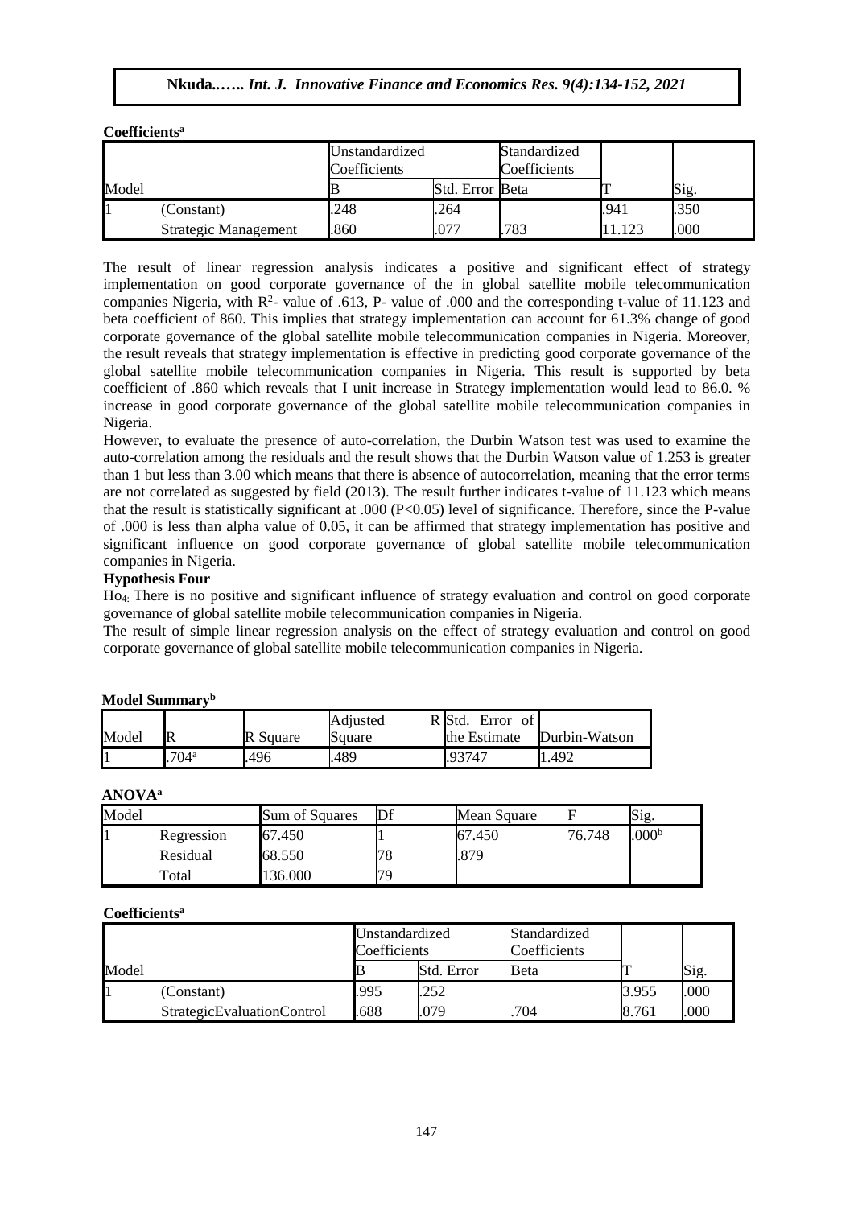**Coefficients[a]**

| Model | | Unstandardized Coefficients | | Standardized Coefficients | T | Sig. |
|---|---|---|---|---|---|---|
| | | B | Std. Error | Beta | | |
| 1 | (Constant) | .248 | .264 | | .941 | .350 |
| | Strategic Management | .860 | .077 | .783 | 11.123 | .000 |

The result of linear regression analysis indicates a positive and significant effect of strategy implementation on good corporate governance of the in global satellite mobile telecommunication companies Nigeria, with $R^2$- value of .613, P- value of .000 and the corresponding t-value of 11.123 and beta coefficient of 860. This implies that strategy implementation can account for 61.3% change of good corporate governance of the global satellite mobile telecommunication companies in Nigeria. Moreover, the result reveals that strategy implementation is effective in predicting good corporate governance of the global satellite mobile telecommunication companies in Nigeria. This result is supported by beta coefficient of .860 which reveals that I unit increase in Strategy implementation would lead to 86.0. % increase in good corporate governance of the global satellite mobile telecommunication companies in Nigeria.

However, to evaluate the presence of auto-correlation, the Durbin Watson test was used to examine the auto-correlation among the residuals and the result shows that the Durbin Watson value of 1.253 is greater than 1 but less than 3.00 which means that there is absence of autocorrelation, meaning that the error terms are not correlated as suggested by field (2013). The result further indicates t-value of 11.123 which means that the result is statistically significant at .000 ($P<0.05$) level of significance. Therefore, since the P-value of .000 is less than alpha value of 0.05, it can be affirmed that strategy implementation has positive and significant influence on good corporate governance of global satellite mobile telecommunication companies in Nigeria.

**Hypothesis Four**

$Ho_4$: There is no positive and significant influence of strategy evaluation and control on good corporate governance of global satellite mobile telecommunication companies in Nigeria.

The result of simple linear regression analysis on the effect of strategy evaluation and control on good corporate governance of global satellite mobile telecommunication companies in Nigeria.

**Model Summary[b]**

| Model | R | R Square | Adjusted R Square | Std. Error of the Estimate | Durbin-Watson |
|---|---|---|---|---|---|
| 1 | .704[a] | .496 | .489 | .93747 | 1.492 |

**ANOVA[a]**

| Model | | Sum of Squares | Df | Mean Square | F | Sig. |
|---|---|---|---|---|---|---|
| 1 | Regression | 67.450 | 1 | 67.450 | 76.748 | .000[b] |
| | Residual | 68.550 | 78 | .879 | | |
| | Total | 136.000 | 79 | | | |

**Coefficients[a]**

| Model | | Unstandardized Coefficients | | Standardized Coefficients | T | Sig. |
|---|---|---|---|---|---|---|
| | | B | Std. Error | Beta | | |
| 1 | (Constant) | .995 | .252 | | 3.955 | .000 |
| | StrategicEvaluationControl | .688 | .079 | .704 | 8.761 | .000 |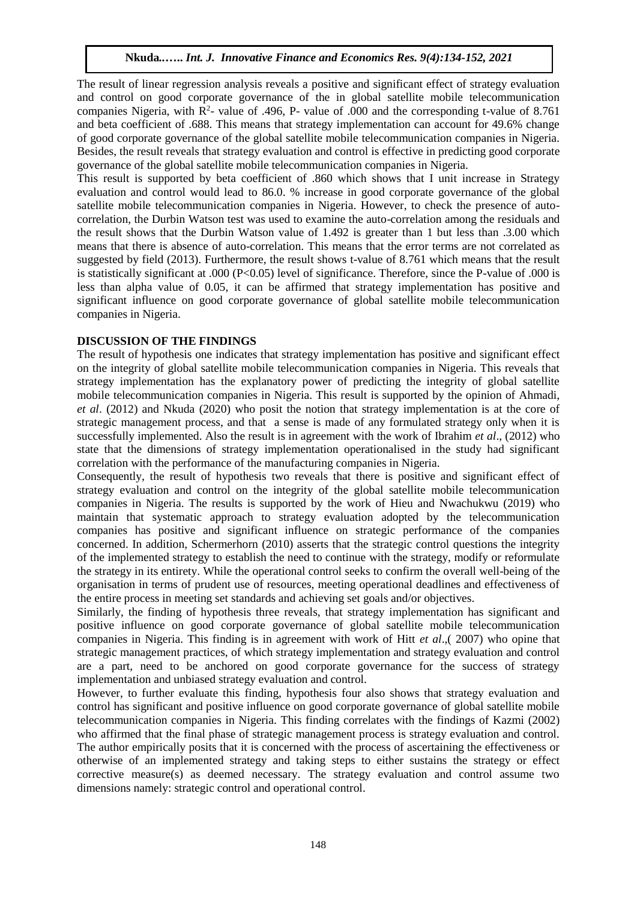The result of linear regression analysis reveals a positive and significant effect of strategy evaluation and control on good corporate governance of the in global satellite mobile telecommunication companies Nigeria, with $R^2$- value of .496, P- value of .000 and the corresponding t-value of 8.761 and beta coefficient of .688. This means that strategy implementation can account for 49.6% change of good corporate governance of the global satellite mobile telecommunication companies in Nigeria. Besides, the result reveals that strategy evaluation and control is effective in predicting good corporate governance of the global satellite mobile telecommunication companies in Nigeria.

This result is supported by beta coefficient of .860 which shows that I unit increase in Strategy evaluation and control would lead to 86.0. % increase in good corporate governance of the global satellite mobile telecommunication companies in Nigeria. However, to check the presence of auto-correlation, the Durbin Watson test was used to examine the auto-correlation among the residuals and the result shows that the Durbin Watson value of 1.492 is greater than 1 but less than .3.00 which means that there is absence of auto-correlation. This means that the error terms are not correlated as suggested by field (2013). Furthermore, the result shows t-value of 8.761 which means that the result is statistically significant at .000 ($P<0.05$) level of significance. Therefore, since the P-value of .000 is less than alpha value of 0.05, it can be affirmed that strategy implementation has positive and significant influence on good corporate governance of global satellite mobile telecommunication companies in Nigeria.

## DISCUSSION OF THE FINDINGS

The result of hypothesis one indicates that strategy implementation has positive and significant effect on the integrity of global satellite mobile telecommunication companies in Nigeria. This reveals that strategy implementation has the explanatory power of predicting the integrity of global satellite mobile telecommunication companies in Nigeria. This result is supported by the opinion of Ahmadi, *et al*. (2012) and Nkuda (2020) who posit the notion that strategy implementation is at the core of strategic management process, and that a sense is made of any formulated strategy only when it is successfully implemented. Also the result is in agreement with the work of Ibrahim *et al*., (2012) who state that the dimensions of strategy implementation operationalised in the study had significant correlation with the performance of the manufacturing companies in Nigeria.

Consequently, the result of hypothesis two reveals that there is positive and significant effect of strategy evaluation and control on the integrity of the global satellite mobile telecommunication companies in Nigeria. The results is supported by the work of Hieu and Nwachukwu (2019) who maintain that systematic approach to strategy evaluation adopted by the telecommunication companies has positive and significant influence on strategic performance of the companies concerned. In addition, Schermerhorn (2010) asserts that the strategic control questions the integrity of the implemented strategy to establish the need to continue with the strategy, modify or reformulate the strategy in its entirety. While the operational control seeks to confirm the overall well-being of the organisation in terms of prudent use of resources, meeting operational deadlines and effectiveness of the entire process in meeting set standards and achieving set goals and/or objectives.

Similarly, the finding of hypothesis three reveals, that strategy implementation has significant and positive influence on good corporate governance of global satellite mobile telecommunication companies in Nigeria. This finding is in agreement with work of Hitt *et al*.,( 2007) who opine that strategic management practices, of which strategy implementation and strategy evaluation and control are a part, need to be anchored on good corporate governance for the success of strategy implementation and unbiased strategy evaluation and control.

However, to further evaluate this finding, hypothesis four also shows that strategy evaluation and control has significant and positive influence on good corporate governance of global satellite mobile telecommunication companies in Nigeria. This finding correlates with the findings of Kazmi (2002) who affirmed that the final phase of strategic management process is strategy evaluation and control. The author empirically posits that it is concerned with the process of ascertaining the effectiveness or otherwise of an implemented strategy and taking steps to either sustains the strategy or effect corrective measure(s) as deemed necessary. The strategy evaluation and control assume two dimensions namely: strategic control and operational control.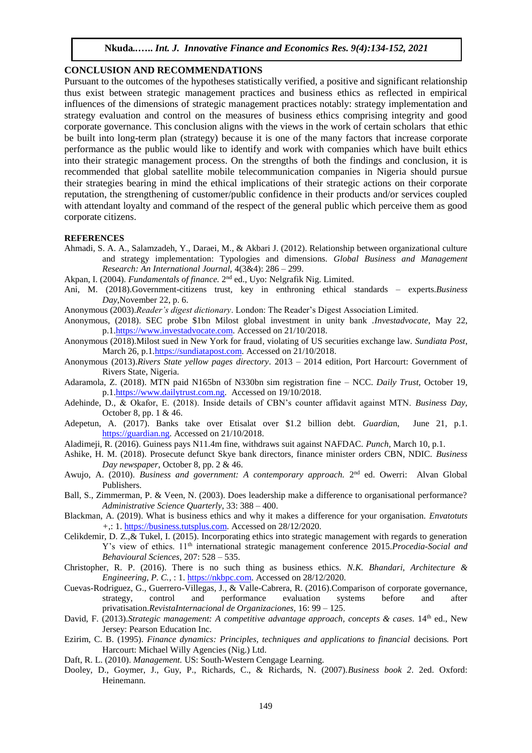## CONCLUSION AND RECOMMENDATIONS

Pursuant to the outcomes of the hypotheses statistically verified, a positive and significant relationship thus exist between strategic management practices and business ethics as reflected in empirical influences of the dimensions of strategic management practices notably: strategy implementation and strategy evaluation and control on the measures of business ethics comprising integrity and good corporate governance. This conclusion aligns with the views in the work of certain scholars that ethic be built into long-term plan (strategy) because it is one of the many factors that increase corporate performance as the public would like to identify and work with companies which have built ethics into their strategic management process. On the strengths of both the findings and conclusion, it is recommended that global satellite mobile telecommunication companies in Nigeria should pursue their strategies bearing in mind the ethical implications of their strategic actions on their corporate reputation, the strengthening of customer/public confidence in their products and/or services coupled with attendant loyalty and command of the respect of the general public which perceive them as good corporate citizens.

## REFERENCES

Ahmadi, S. A. A., Salamzadeh, Y., Daraei, M., & Akbari J. (2012). Relationship between organizational culture and strategy implementation: Typologies and dimensions. *Global Business and Management Research: An International Journal,* 4(3&4): 286 – 299.

Akpan, I. (2004). *Fundamentals of finance.* 2nd ed., Uyo: Nelgrafik Nig. Limited.

Ani, M. (2018).Government-citizens trust, key in enthroning ethical standards – experts.*Business Day*,November 22, p. 6.

Anonymous (2003).*Reader's digest dictionary*. London: The Reader's Digest Association Limited.

Anonymous, (2018). SEC probe $1bn Milost global investment in unity bank .*Investadvocate*, May 22, p.1.https://www.investadvocate.com. Accessed on 21/10/2018.

Anonymous (2018).Milost sued in New York for fraud, violating of US securities exchange law. *Sundiata Post*, March 26, p.1.https://sundiatapost.com. Accessed on 21/10/2018.

Anonymous (2013).*Rivers State yellow pages directory*. 2013 – 2014 edition, Port Harcourt: Government of Rivers State, Nigeria.

Adaramola, Z. (2018). MTN paid N165bn of N330bn sim registration fine – NCC. *Daily Trust,* October 19, p.1.https://www.dailytrust.com.ng. Accessed on 19/10/2018.

Adehinde, D., & Okafor, E. (2018). Inside details of CBN's counter affidavit against MTN. *Business Day,* October 8, pp. 1 & 46.

Adepetun, A. (2017). Banks take over Etisalat over $1.2 billion debt. *Guardia*n, June 21, p.1. https://guardian.ng. Accessed on 21/10/2018.

Aladimeji, R. (2016). Guiness pays N11.4m fine, withdraws suit against NAFDAC. *Punch*, March 10, p.1.

Ashike, H. M. (2018). Prosecute defunct Skye bank directors, finance minister orders CBN, NDIC. *Business Day newspaper*, October 8, pp. 2 & 46.

Awujo, A. (2010). *Business and government: A contemporary approach.* 2nd ed. Owerri: Alvan Global Publishers.

Ball, S., Zimmerman, P. & Veen, N. (2003). Does leadership make a difference to organisational performance? *Administrative Science Quarterly*, 33: 388 – 400.

Blackman, A. (2019). What is business ethics and why it makes a difference for your organisation. *Envatotuts +*,: 1. https://business.tutsplus.com. Accessed on 28/12/2020.

Celikdemir, D. Z.,& Tukel, I. (2015). Incorporating ethics into strategic management with regards to generation Y's view of ethics. 11th international strategic management conference 2015.*Procedia-Social and Behavioural Sciences,* 207: 528 – 535.

Christopher, R. P. (2016). There is no such thing as business ethics. *N.K. Bhandari, Architecture & Engineering, P. C.,* : 1. https://nkbpc.com. Accessed on 28/12/2020.

Cuevas-Rodriguez, G., Guerrero-Villegas, J., & Valle-Cabrera, R. (2016).Comparison of corporate governance, strategy, control and performance evaluation systems before and after privatisation.*RevistaInternacional de Organizaciones,* 16: 99 – 125.

David, F. (2013).*Strategic management: A competitive advantage approach, concepts & cases*. 14th ed., New Jersey: Pearson Education Inc.

Ezirim, C. B. (1995). *Finance dynamics: Principles, techniques and applications to financial* decisions*.* Port Harcourt: Michael Willy Agencies (Nig.) Ltd.

Daft, R. L. (2010). *Management.* US: South-Western Cengage Learning.

Dooley, D., Goymer, J., Guy, P., Richards, C., & Richards, N. (2007).*Business book 2*. 2ed. Oxford: Heinemann.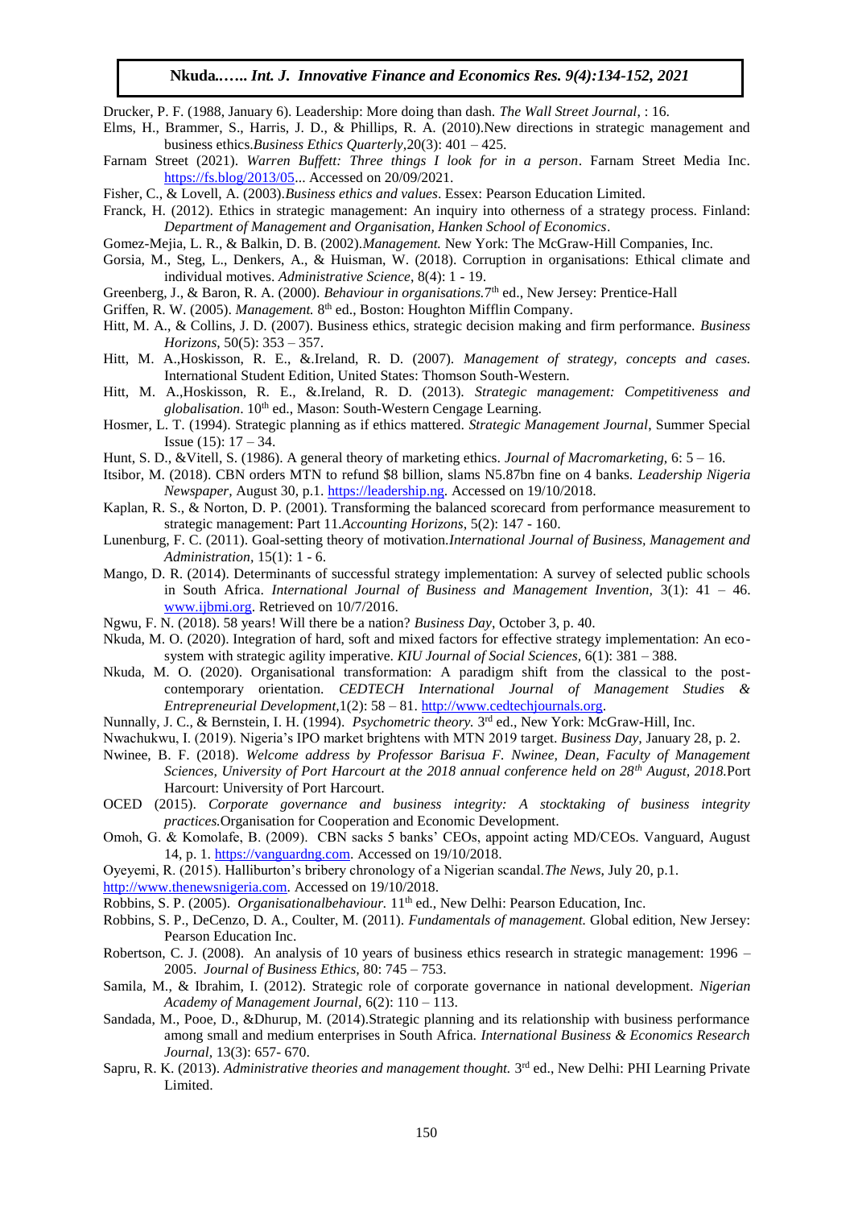Drucker, P. F. (1988, January 6). Leadership: More doing than dash. *The Wall Street Journal*, : 16.

Elms, H., Brammer, S., Harris, J. D., & Phillips, R. A. (2010).New directions in strategic management and business ethics.*Business Ethics Quarterly*,20(3): 401 – 425.

Farnam Street (2021). *Warren Buffett: Three things I look for in a person*. Farnam Street Media Inc. https://fs.blog/2013/05... Accessed on 20/09/2021.

Fisher, C., & Lovell, A. (2003).*Business ethics and values*. Essex: Pearson Education Limited.

Franck, H. (2012). Ethics in strategic management: An inquiry into otherness of a strategy process. Finland: *Department of Management and Organisation, Hanken School of Economics*.

Gomez-Mejia, L. R., & Balkin, D. B. (2002).*Management.* New York: The McGraw-Hill Companies, Inc.

Gorsia, M., Steg, L., Denkers, A., & Huisman, W. (2018). Corruption in organisations: Ethical climate and individual motives. *Administrative Science*, 8(4): 1 - 19.

Greenberg, J., & Baron, R. A. (2000). *Behaviour in organisations.*7th ed., New Jersey: Prentice-Hall

Griffen, R. W. (2005). *Management.* 8th ed., Boston: Houghton Mifflin Company.

Hitt, M. A., & Collins, J. D. (2007). Business ethics, strategic decision making and firm performance. *Business Horizons,* 50(5): 353 – 357.

Hitt, M. A.,Hoskisson, R. E., &.Ireland, R. D. (2007). *Management of strategy, concepts and cases.* International Student Edition, United States: Thomson South-Western.

Hitt, M. A.,Hoskisson, R. E., &.Ireland, R. D. (2013). *Strategic management: Competitiveness and globalisation*. 10th ed., Mason: South-Western Cengage Learning.

Hosmer, L. T. (1994). Strategic planning as if ethics mattered. *Strategic Management Journal*, Summer Special Issue (15): 17 – 34.

Hunt, S. D., &Vitell, S. (1986). A general theory of marketing ethics. *Journal of Macromarketing,* 6: 5 – 16.

Itsibor, M. (2018). CBN orders MTN to refund $8 billion, slams N5.87bn fine on 4 banks. *Leadership Nigeria Newspaper,* August 30, p.1. https://leadership.ng. Accessed on 19/10/2018.

Kaplan, R. S., & Norton, D. P. (2001). Transforming the balanced scorecard from performance measurement to strategic management: Part 11.*Accounting Horizons*, 5(2): 147 - 160.

Lunenburg, F. C. (2011). Goal-setting theory of motivation.*International Journal of Business, Management and Administration,* 15(1): 1 - 6.

Mango, D. R. (2014). Determinants of successful strategy implementation: A survey of selected public schools in South Africa. *International Journal of Business and Management Invention,* 3(1): 41 – 46. www.ijbmi.org. Retrieved on 10/7/2016.

Ngwu, F. N. (2018). 58 years! Will there be a nation? *Business Day*, October 3, p. 40.

Nkuda, M. O. (2020). Integration of hard, soft and mixed factors for effective strategy implementation: An eco-system with strategic agility imperative. *KIU Journal of Social Sciences*, 6(1): 381 – 388.

Nkuda, M. O. (2020). Organisational transformation: A paradigm shift from the classical to the post-contemporary orientation. *CEDTECH International Journal of Management Studies & Entrepreneurial Development*,1(2): 58 – 81. http://www.cedtechjournals.org.

Nunnally, J. C., & Bernstein, I. H. (1994). *Psychometric theory.* 3rd ed., New York: McGraw-Hill, Inc.

Nwachukwu, I. (2019). Nigeria's IPO market brightens with MTN 2019 target. *Business Day*, January 28, p. 2.

Nwinee, B. F. (2018). *Welcome address by Professor Barisua F. Nwinee, Dean, Faculty of Management Sciences, University of Port Harcourt at the 2018 annual conference held on 28th August, 2018.*Port Harcourt: University of Port Harcourt.

OCED (2015). *Corporate governance and business integrity: A stocktaking of business integrity practices.*Organisation for Cooperation and Economic Development.

Omoh, G. & Komolafe, B. (2009). CBN sacks 5 banks' CEOs, appoint acting MD/CEOs. Vanguard, August 14, p. 1. https://vanguardng.com. Accessed on 19/10/2018.

Oyeyemi, R. (2015). Halliburton's bribery chronology of a Nigerian scandal.*The News*, July 20, p.1. http://www.thenewsnigeria.com. Accessed on 19/10/2018.

Robbins, S. P. (2005). *Organisationalbehaviour.* 11th ed., New Delhi: Pearson Education, Inc.

Robbins, S. P., DeCenzo, D. A., Coulter, M. (2011). *Fundamentals of management.* Global edition, New Jersey: Pearson Education Inc.

Robertson, C. J. (2008). An analysis of 10 years of business ethics research in strategic management: 1996 – 2005. *Journal of Business Ethics,* 80: 745 – 753.

Samila, M., & Ibrahim, I. (2012). Strategic role of corporate governance in national development. *Nigerian Academy of Management Journal*, 6(2): 110 – 113.

Sandada, M., Pooe, D., &Dhurup, M. (2014).Strategic planning and its relationship with business performance among small and medium enterprises in South Africa. *International Business & Economics Research Journal,* 13(3): 657- 670.

Sapru, R. K. (2013). *Administrative theories and management thought.* 3rd ed., New Delhi: PHI Learning Private Limited.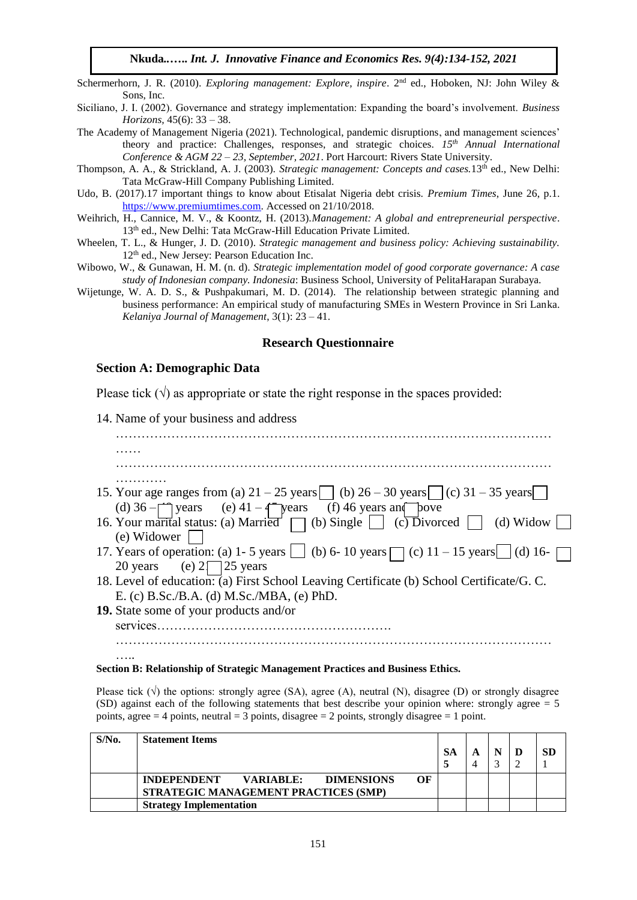Schermerhorn, J. R. (2010). *Exploring management: Explore, inspire*. 2nd ed., Hoboken, NJ: John Wiley & Sons, Inc.

Siciliano, J. I. (2002). Governance and strategy implementation: Expanding the board's involvement. *Business Horizons,* 45(6): 33 – 38.

The Academy of Management Nigeria (2021). Technological, pandemic disruptions, and management sciences' theory and practice: Challenges, responses, and strategic choices. *15th Annual International Conference & AGM 22 – 23, September, 2021*. Port Harcourt: Rivers State University.

Thompson, A. A., & Strickland, A. J. (2003). *Strategic management: Concepts and cases.*13th ed., New Delhi: Tata McGraw-Hill Company Publishing Limited.

Udo, B. (2017).17 important things to know about Etisalat Nigeria debt crisis. *Premium Times*, June 26, p.1. https://www.premiumtimes.com. Accessed on 21/10/2018.

Weihrich, H., Cannice, M. V., & Koontz, H. (2013).*Management: A global and entrepreneurial perspective*. 13th ed., New Delhi: Tata McGraw-Hill Education Private Limited.

Wheelen, T. L., & Hunger, J. D. (2010). *Strategic management and business policy: Achieving sustainability.* 12th ed., New Jersey: Pearson Education Inc.

Wibowo, W., & Gunawan, H. M. (n. d). *Strategic implementation model of good corporate governance: A case study of Indonesian company. Indonesia*: Business School, University of PelitaHarapan Surabaya.

Wijetunge, W. A. D. S., & Pushpakumari, M. D. (2014). The relationship between strategic planning and business performance: An empirical study of manufacturing SMEs in Western Province in Sri Lanka. *Kelaniya Journal of Management*, 3(1): 23 – 41.

## Research Questionnaire

### Section A: Demographic Data

Please tick (√) as appropriate or state the right response in the spaces provided:

14. Name of your business and address
    ……………………………………………………………………………………………
    ……………………………………………………………………………………………
15. Your age ranges from (a) 21 – 25 years ☐ (b) 26 – 30 years ☐ (c) 31 – 35 years ☐ (d) 36 – ☐ years (e) 41 – ☐ years (f) 46 years and ☐ bove
16. Your marital status: (a) Married ☐ (b) Single ☐ (c) Divorced ☐ (d) Widow ☐ (e) Widower ☐
17. Years of operation: (a) 1- 5 years ☐ (b) 6- 10 years ☐ (c) 11 – 15 years ☐ (d) 16- 20 years ☐ (e) 2☐ 25 years
18. Level of education: (a) First School Leaving Certificate (b) School Certificate/G. C. E. (c) B.Sc./B.A. (d) M.Sc./MBA, (e) PhD.
19. State some of your products and/or services……………………………………………………
    ……………………………………………………………………………………………

#### Section B: Relationship of Strategic Management Practices and Business Ethics.

Please tick (√) the options: strongly agree (SA), agree (A), neutral (N), disagree (D) or strongly disagree (SD) against each of the following statements that best describe your opinion where: strongly agree = 5 points, agree = 4 points, neutral = 3 points, disagree = 2 points, strongly disagree = 1 point.

| S/No. | Statement Items | SA 5 | A 4 | N 3 | D 2 | SD 1 |
|---|---|---|---|---|---|---|
| | **INDEPENDENT VARIABLE: DIMENSIONS OF STRATEGIC MANAGEMENT PRACTICES (SMP)** | | | | | |
| | **Strategy Implementation** | | | | | |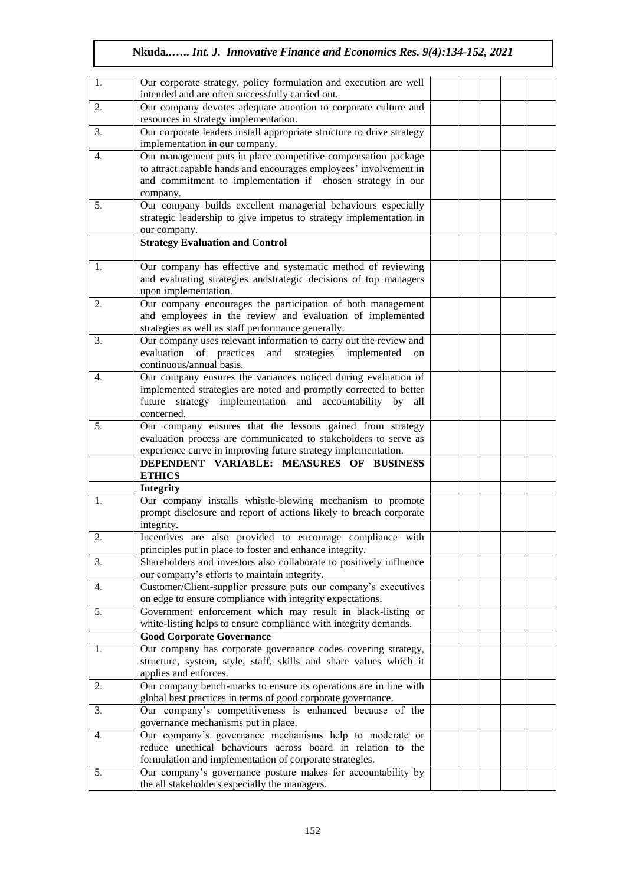| | | | | | | |
|---|---|---|---|---|---|---|
| 1. | Our corporate strategy, policy formulation and execution are well intended and are often successfully carried out. | | | | | |
| 2. | Our company devotes adequate attention to corporate culture and resources in strategy implementation. | | | | | |
| 3. | Our corporate leaders install appropriate structure to drive strategy implementation in our company. | | | | | |
| 4. | Our management puts in place competitive compensation package to attract capable hands and encourages employees' involvement in and commitment to implementation if chosen strategy in our company. | | | | | |
| 5. | Our company builds excellent managerial behaviours especially strategic leadership to give impetus to strategy implementation in our company. | | | | | |
| | **Strategy Evaluation and Control** | | | | | |
| 1. | Our company has effective and systematic method of reviewing and evaluating strategies andstrategic decisions of top managers upon implementation. | | | | | |
| 2. | Our company encourages the participation of both management and employees in the review and evaluation of implemented strategies as well as staff performance generally. | | | | | |
| 3. | Our company uses relevant information to carry out the review and evaluation of practices and strategies implemented on continuous/annual basis. | | | | | |
| 4. | Our company ensures the variances noticed during evaluation of implemented strategies are noted and promptly corrected to better future strategy implementation and accountability by all concerned. | | | | | |
| 5. | Our company ensures that the lessons gained from strategy evaluation process are communicated to stakeholders to serve as experience curve in improving future strategy implementation. | | | | | |
| | **DEPENDENT VARIABLE: MEASURES OF BUSINESS ETHICS** | | | | | |
| | **Integrity** | | | | | |
| 1. | Our company installs whistle-blowing mechanism to promote prompt disclosure and report of actions likely to breach corporate integrity. | | | | | |
| 2. | Incentives are also provided to encourage compliance with principles put in place to foster and enhance integrity. | | | | | |
| 3. | Shareholders and investors also collaborate to positively influence our company's efforts to maintain integrity. | | | | | |
| 4. | Customer/Client-supplier pressure puts our company's executives on edge to ensure compliance with integrity expectations. | | | | | |
| 5. | Government enforcement which may result in black-listing or white-listing helps to ensure compliance with integrity demands. | | | | | |
| | **Good Corporate Governance** | | | | | |
| 1. | Our company has corporate governance codes covering strategy, structure, system, style, staff, skills and share values which it applies and enforces. | | | | | |
| 2. | Our company bench-marks to ensure its operations are in line with global best practices in terms of good corporate governance. | | | | | |
| 3. | Our company's competitiveness is enhanced because of the governance mechanisms put in place. | | | | | |
| 4. | Our company's governance mechanisms help to moderate or reduce unethical behaviours across board in relation to the formulation and implementation of corporate strategies. | | | | | |
| 5. | Our company's governance posture makes for accountability by the all stakeholders especially the managers. | | | | | |